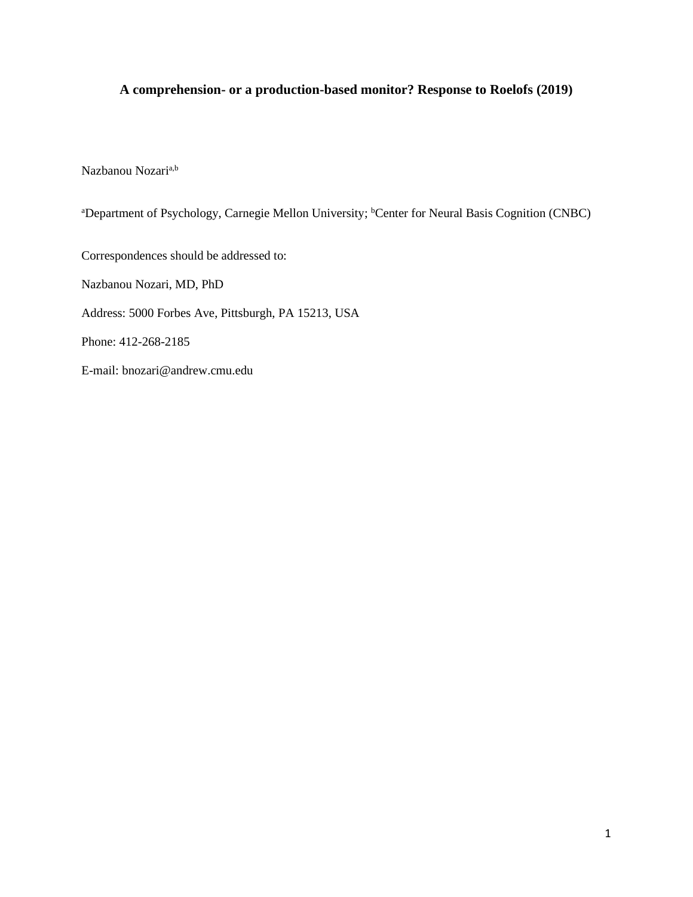# A comprehension- or a production-based monitor? Response to Roelofs (2019)

Nazbanou Nozari[a,b]

[a]Department of Psychology, Carnegie Mellon University; [b]Center for Neural Basis Cognition (CNBC)

Correspondences should be addressed to:

Nazbanou Nozari, MD, PhD

Address: 5000 Forbes Ave, Pittsburgh, PA 15213, USA

Phone: 412-268-2185

E-mail: bnozari@andrew.cmu.edu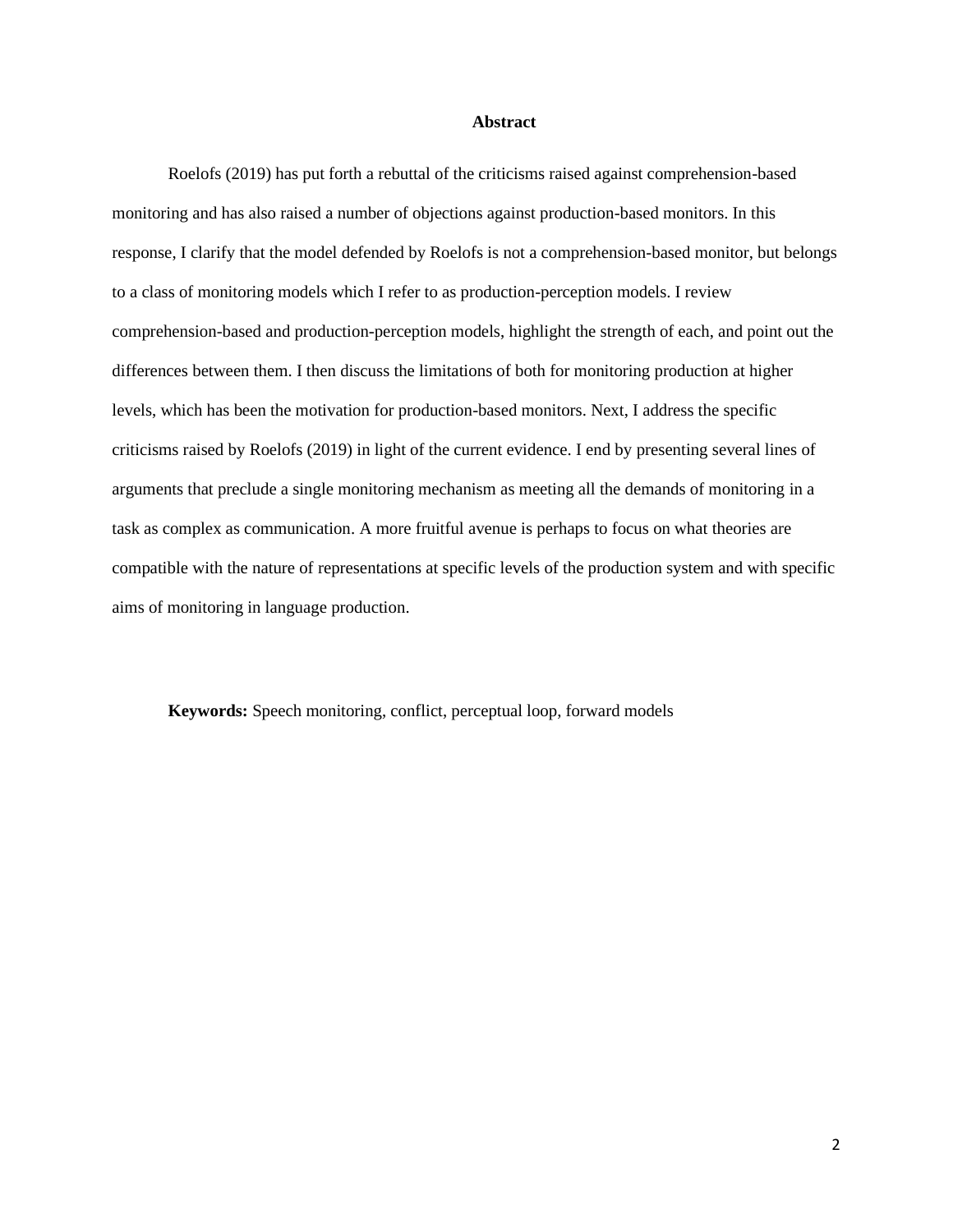# Abstract

Roelofs (2019) has put forth a rebuttal of the criticisms raised against comprehension-based monitoring and has also raised a number of objections against production-based monitors. In this response, I clarify that the model defended by Roelofs is not a comprehension-based monitor, but belongs to a class of monitoring models which I refer to as production-perception models. I review comprehension-based and production-perception models, highlight the strength of each, and point out the differences between them. I then discuss the limitations of both for monitoring production at higher levels, which has been the motivation for production-based monitors. Next, I address the specific criticisms raised by Roelofs (2019) in light of the current evidence. I end by presenting several lines of arguments that preclude a single monitoring mechanism as meeting all the demands of monitoring in a task as complex as communication. A more fruitful avenue is perhaps to focus on what theories are compatible with the nature of representations at specific levels of the production system and with specific aims of monitoring in language production.

**Keywords:** Speech monitoring, conflict, perceptual loop, forward models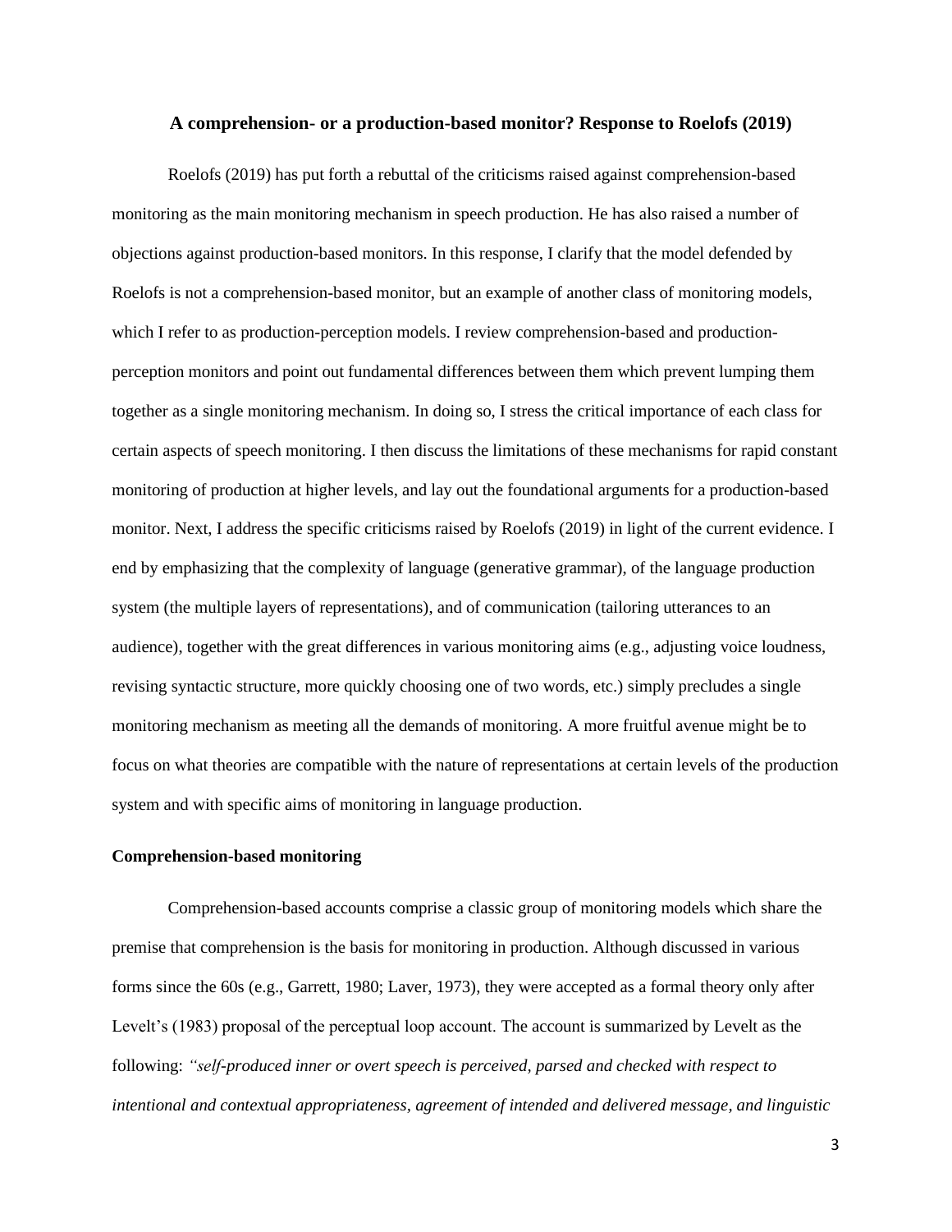**A comprehension- or a production-based monitor? Response to Roelofs (2019)**

Roelofs (2019) has put forth a rebuttal of the criticisms raised against comprehension-based monitoring as the main monitoring mechanism in speech production. He has also raised a number of objections against production-based monitors. In this response, I clarify that the model defended by Roelofs is not a comprehension-based monitor, but an example of another class of monitoring models, which I refer to as production-perception models. I review comprehension-based and production-perception monitors and point out fundamental differences between them which prevent lumping them together as a single monitoring mechanism. In doing so, I stress the critical importance of each class for certain aspects of speech monitoring. I then discuss the limitations of these mechanisms for rapid constant monitoring of production at higher levels, and lay out the foundational arguments for a production-based monitor. Next, I address the specific criticisms raised by Roelofs (2019) in light of the current evidence. I end by emphasizing that the complexity of language (generative grammar), of the language production system (the multiple layers of representations), and of communication (tailoring utterances to an audience), together with the great differences in various monitoring aims (e.g., adjusting voice loudness, revising syntactic structure, more quickly choosing one of two words, etc.) simply precludes a single monitoring mechanism as meeting all the demands of monitoring. A more fruitful avenue might be to focus on what theories are compatible with the nature of representations at certain levels of the production system and with specific aims of monitoring in language production.

**Comprehension-based monitoring**

Comprehension-based accounts comprise a classic group of monitoring models which share the premise that comprehension is the basis for monitoring in production. Although discussed in various forms since the 60s (e.g., Garrett, 1980; Laver, 1973), they were accepted as a formal theory only after Levelt's (1983) proposal of the perceptual loop account. The account is summarized by Levelt as the following: *"self-produced inner or overt speech is perceived, parsed and checked with respect to intentional and contextual appropriateness, agreement of intended and delivered message, and linguistic*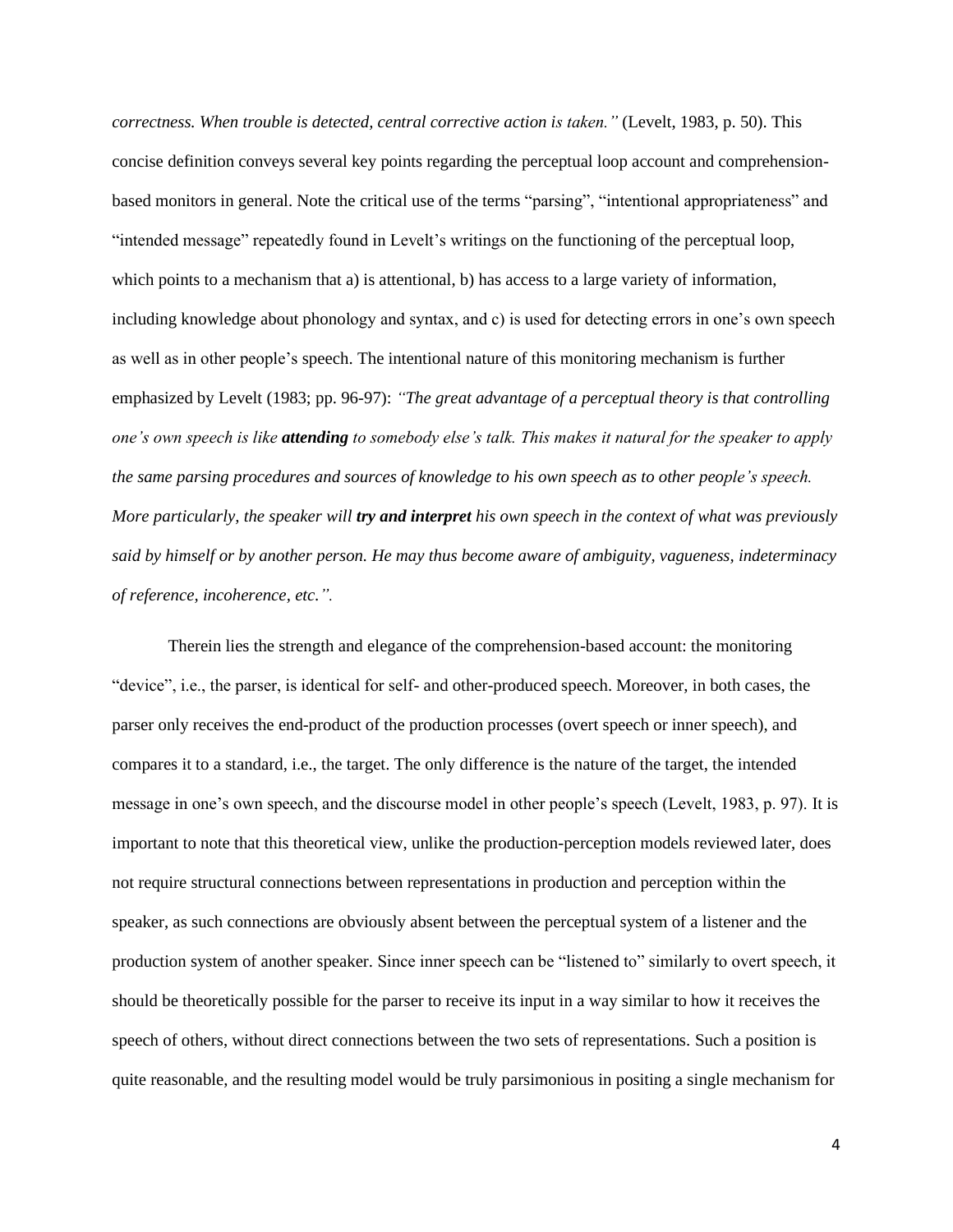*correctness. When trouble is detected, central corrective action is taken."* (Levelt, 1983, p. 50). This concise definition conveys several key points regarding the perceptual loop account and comprehension-based monitors in general. Note the critical use of the terms "parsing", "intentional appropriateness" and "intended message" repeatedly found in Levelt's writings on the functioning of the perceptual loop, which points to a mechanism that a) is attentional, b) has access to a large variety of information, including knowledge about phonology and syntax, and c) is used for detecting errors in one's own speech as well as in other people's speech. The intentional nature of this monitoring mechanism is further emphasized by Levelt (1983; pp. 96-97): *"The great advantage of a perceptual theory is that controlling one's own speech is like **attending** to somebody else's talk. This makes it natural for the speaker to apply the same parsing procedures and sources of knowledge to his own speech as to other people's speech. More particularly, the speaker will **try and interpret** his own speech in the context of what was previously said by himself or by another person. He may thus become aware of ambiguity, vagueness, indeterminacy of reference, incoherence, etc.".*

Therein lies the strength and elegance of the comprehension-based account: the monitoring "device", i.e., the parser, is identical for self- and other-produced speech. Moreover, in both cases, the parser only receives the end-product of the production processes (overt speech or inner speech), and compares it to a standard, i.e., the target. The only difference is the nature of the target, the intended message in one's own speech, and the discourse model in other people's speech (Levelt, 1983, p. 97). It is important to note that this theoretical view, unlike the production-perception models reviewed later, does not require structural connections between representations in production and perception within the speaker, as such connections are obviously absent between the perceptual system of a listener and the production system of another speaker. Since inner speech can be "listened to" similarly to overt speech, it should be theoretically possible for the parser to receive its input in a way similar to how it receives the speech of others, without direct connections between the two sets of representations. Such a position is quite reasonable, and the resulting model would be truly parsimonious in positing a single mechanism for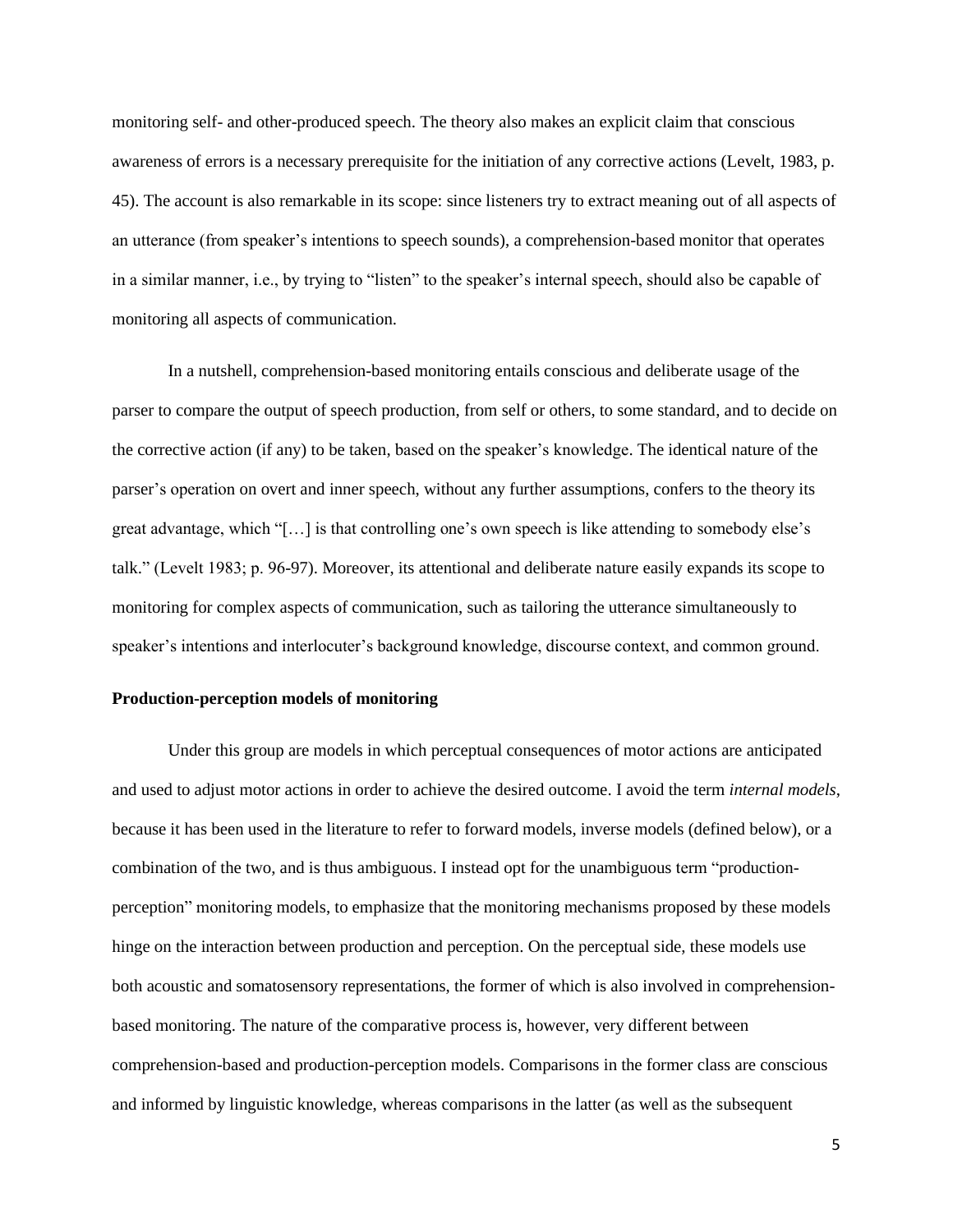monitoring self- and other-produced speech. The theory also makes an explicit claim that conscious awareness of errors is a necessary prerequisite for the initiation of any corrective actions (Levelt, 1983, p. 45). The account is also remarkable in its scope: since listeners try to extract meaning out of all aspects of an utterance (from speaker's intentions to speech sounds), a comprehension-based monitor that operates in a similar manner, i.e., by trying to "listen" to the speaker's internal speech, should also be capable of monitoring all aspects of communication.

In a nutshell, comprehension-based monitoring entails conscious and deliberate usage of the parser to compare the output of speech production, from self or others, to some standard, and to decide on the corrective action (if any) to be taken, based on the speaker's knowledge. The identical nature of the parser's operation on overt and inner speech, without any further assumptions, confers to the theory its great advantage, which "[…] is that controlling one's own speech is like attending to somebody else's talk." (Levelt 1983; p. 96-97). Moreover, its attentional and deliberate nature easily expands its scope to monitoring for complex aspects of communication, such as tailoring the utterance simultaneously to speaker's intentions and interlocuter's background knowledge, discourse context, and common ground.

### Production-perception models of monitoring

Under this group are models in which perceptual consequences of motor actions are anticipated and used to adjust motor actions in order to achieve the desired outcome. I avoid the term *internal models*, because it has been used in the literature to refer to forward models, inverse models (defined below), or a combination of the two, and is thus ambiguous. I instead opt for the unambiguous term "production-perception" monitoring models, to emphasize that the monitoring mechanisms proposed by these models hinge on the interaction between production and perception. On the perceptual side, these models use both acoustic and somatosensory representations, the former of which is also involved in comprehension-based monitoring. The nature of the comparative process is, however, very different between comprehension-based and production-perception models. Comparisons in the former class are conscious and informed by linguistic knowledge, whereas comparisons in the latter (as well as the subsequent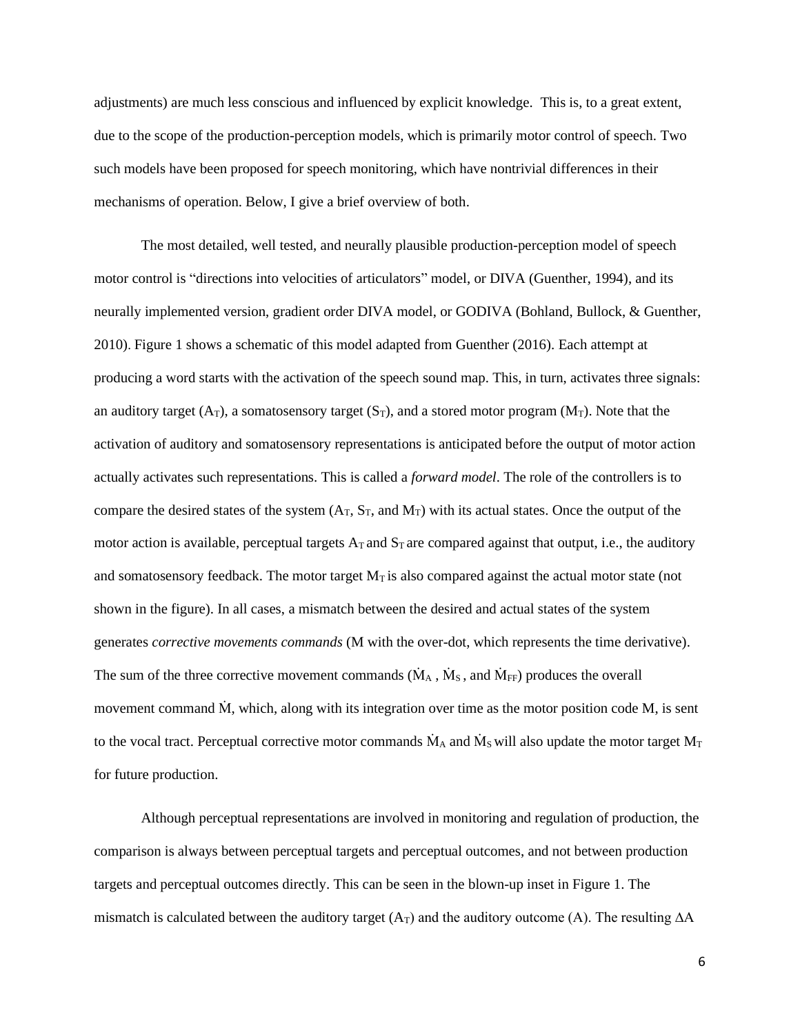adjustments) are much less conscious and influenced by explicit knowledge. This is, to a great extent, due to the scope of the production-perception models, which is primarily motor control of speech. Two such models have been proposed for speech monitoring, which have nontrivial differences in their mechanisms of operation. Below, I give a brief overview of both.

The most detailed, well tested, and neurally plausible production-perception model of speech motor control is "directions into velocities of articulators" model, or DIVA (Guenther, 1994), and its neurally implemented version, gradient order DIVA model, or GODIVA (Bohland, Bullock, & Guenther, 2010). Figure 1 shows a schematic of this model adapted from Guenther (2016). Each attempt at producing a word starts with the activation of the speech sound map. This, in turn, activates three signals: an auditory target ($A_T$), a somatosensory target ($S_T$), and a stored motor program ($M_T$). Note that the activation of auditory and somatosensory representations is anticipated before the output of motor action actually activates such representations. This is called a *forward model*. The role of the controllers is to compare the desired states of the system ($A_T$, $S_T$, and $M_T$) with its actual states. Once the output of the motor action is available, perceptual targets $A_T$ and $S_T$ are compared against that output, i.e., the auditory and somatosensory feedback. The motor target $M_T$ is also compared against the actual motor state (not shown in the figure). In all cases, a mismatch between the desired and actual states of the system generates *corrective movements commands* (M with the over-dot, which represents the time derivative). The sum of the three corrective movement commands ($\dot{M}_A$ , $\dot{M}_S$ , and $\dot{M}_{FF}$) produces the overall movement command $\dot{M}$, which, along with its integration over time as the motor position code M, is sent to the vocal tract. Perceptual corrective motor commands $\dot{M}_A$ and $\dot{M}_S$ will also update the motor target $M_T$ for future production.

Although perceptual representations are involved in monitoring and regulation of production, the comparison is always between perceptual targets and perceptual outcomes, and not between production targets and perceptual outcomes directly. This can be seen in the blown-up inset in Figure 1. The mismatch is calculated between the auditory target ($A_T$) and the auditory outcome (A). The resulting $\Delta A$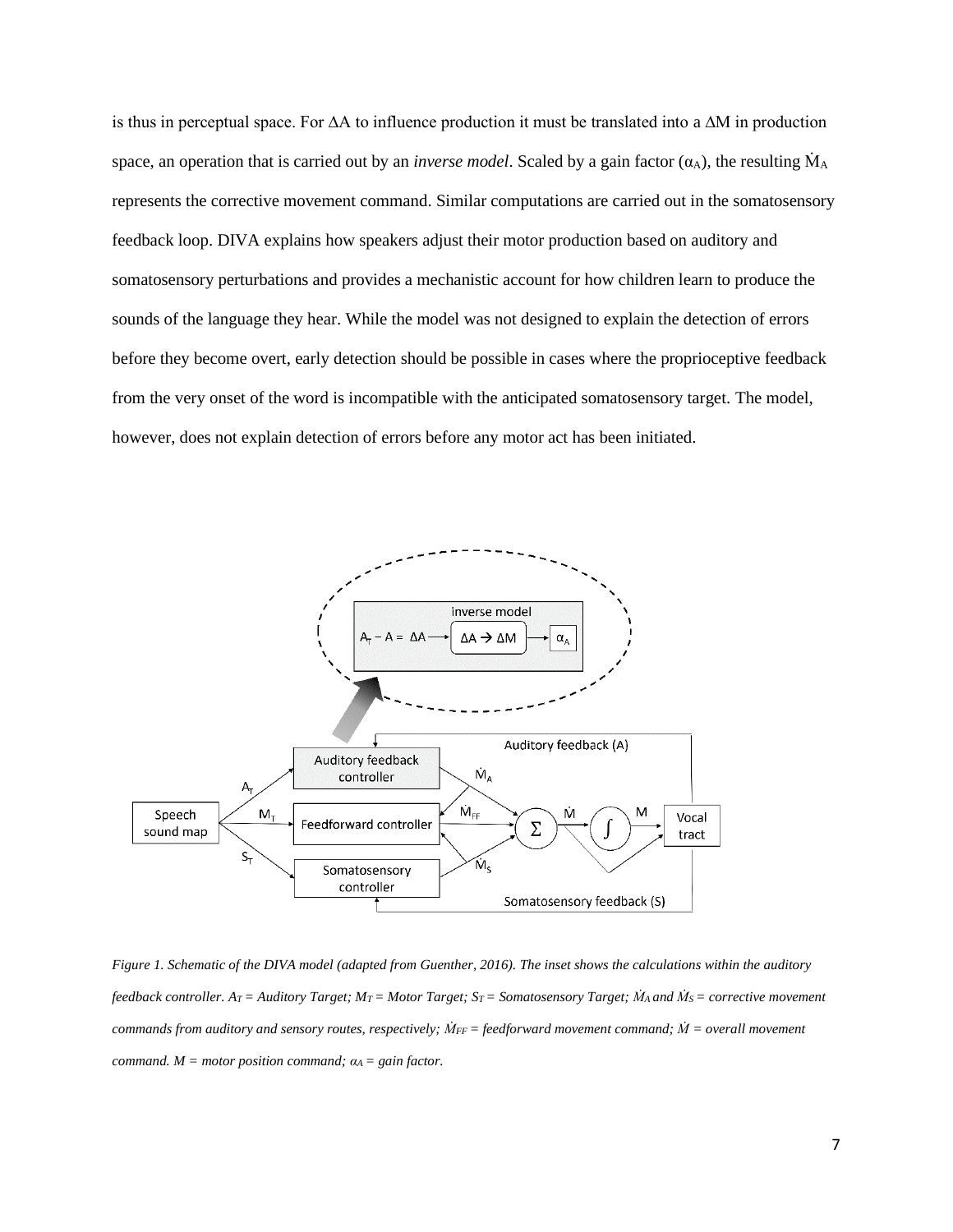is thus in perceptual space. For $\Delta A$ to influence production it must be translated into a $\Delta M$ in production space, an operation that is carried out by an *inverse model*. Scaled by a gain factor ($\alpha_A$), the resulting $\dot{M}_A$ represents the corrective movement command. Similar computations are carried out in the somatosensory feedback loop. DIVA explains how speakers adjust their motor production based on auditory and somatosensory perturbations and provides a mechanistic account for how children learn to produce the sounds of the language they hear. While the model was not designed to explain the detection of errors before they become overt, early detection should be possible in cases where the proprioceptive feedback from the very onset of the word is incompatible with the anticipated somatosensory target. The model, however, does not explain detection of errors before any motor act has been initiated.

*Figure 1. Schematic of the DIVA model (adapted from Guenther, 2016). The inset shows the calculations within the auditory feedback controller. $A_T$ = Auditory Target; $M_T$ = Motor Target; $S_T$ = Somatosensory Target; $\dot{M}_A$ and $\dot{M}_S$ = corrective movement commands from auditory and sensory routes, respectively; $\dot{M}_{FF}$ = feedforward movement command; $\dot{M}$ = overall movement command. $M$ = motor position command; $\alpha_A$ = gain factor.*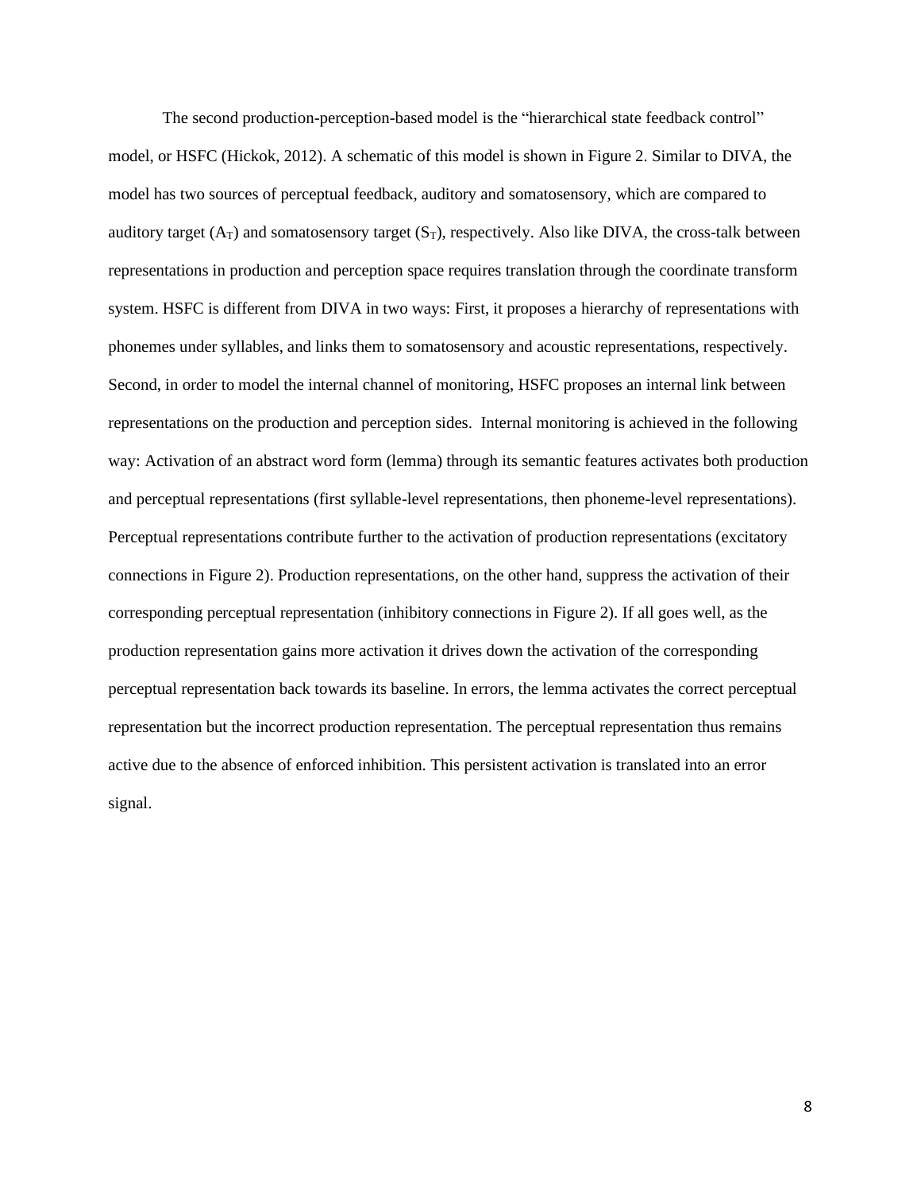The second production-perception-based model is the "hierarchical state feedback control" model, or HSFC (Hickok, 2012). A schematic of this model is shown in Figure 2. Similar to DIVA, the model has two sources of perceptual feedback, auditory and somatosensory, which are compared to auditory target ($A_T$) and somatosensory target ($S_T$), respectively. Also like DIVA, the cross-talk between representations in production and perception space requires translation through the coordinate transform system. HSFC is different from DIVA in two ways: First, it proposes a hierarchy of representations with phonemes under syllables, and links them to somatosensory and acoustic representations, respectively. Second, in order to model the internal channel of monitoring, HSFC proposes an internal link between representations on the production and perception sides. Internal monitoring is achieved in the following way: Activation of an abstract word form (lemma) through its semantic features activates both production and perceptual representations (first syllable-level representations, then phoneme-level representations). Perceptual representations contribute further to the activation of production representations (excitatory connections in Figure 2). Production representations, on the other hand, suppress the activation of their corresponding perceptual representation (inhibitory connections in Figure 2). If all goes well, as the production representation gains more activation it drives down the activation of the corresponding perceptual representation back towards its baseline. In errors, the lemma activates the correct perceptual representation but the incorrect production representation. The perceptual representation thus remains active due to the absence of enforced inhibition. This persistent activation is translated into an error signal.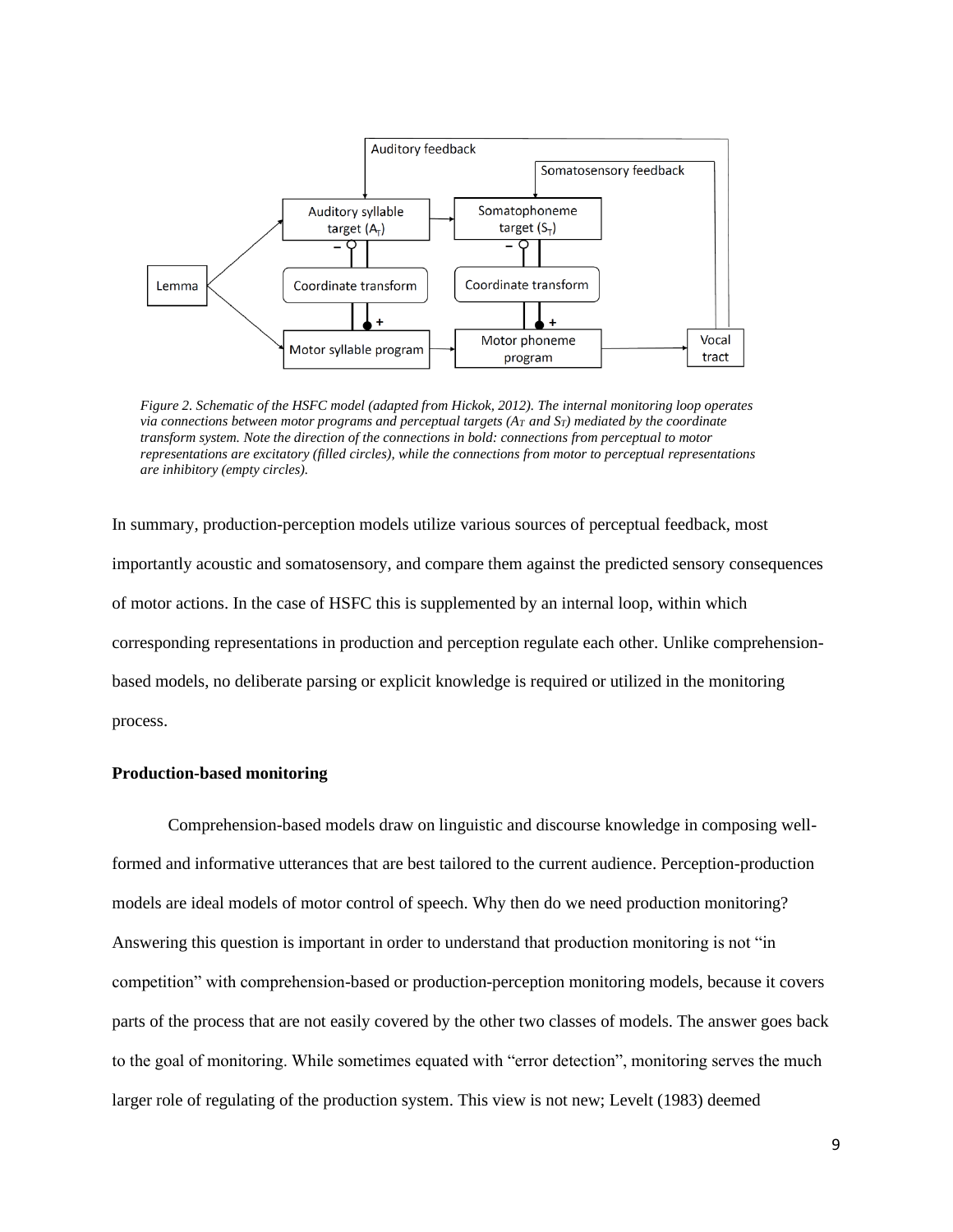*Figure 2. Schematic of the HSFC model (adapted from Hickok, 2012). The internal monitoring loop operates via connections between motor programs and perceptual targets ($A_T$ and $S_T$) mediated by the coordinate transform system. Note the direction of the connections in bold: connections from perceptual to motor representations are excitatory (filled circles), while the connections from motor to perceptual representations are inhibitory (empty circles).*

In summary, production-perception models utilize various sources of perceptual feedback, most importantly acoustic and somatosensory, and compare them against the predicted sensory consequences of motor actions. In the case of HSFC this is supplemented by an internal loop, within which corresponding representations in production and perception regulate each other. Unlike comprehension-based models, no deliberate parsing or explicit knowledge is required or utilized in the monitoring process.

### Production-based monitoring

Comprehension-based models draw on linguistic and discourse knowledge in composing well-formed and informative utterances that are best tailored to the current audience. Perception-production models are ideal models of motor control of speech. Why then do we need production monitoring? Answering this question is important in order to understand that production monitoring is not "in competition" with comprehension-based or production-perception monitoring models, because it covers parts of the process that are not easily covered by the other two classes of models. The answer goes back to the goal of monitoring. While sometimes equated with "error detection", monitoring serves the much larger role of regulating of the production system. This view is not new; Levelt (1983) deemed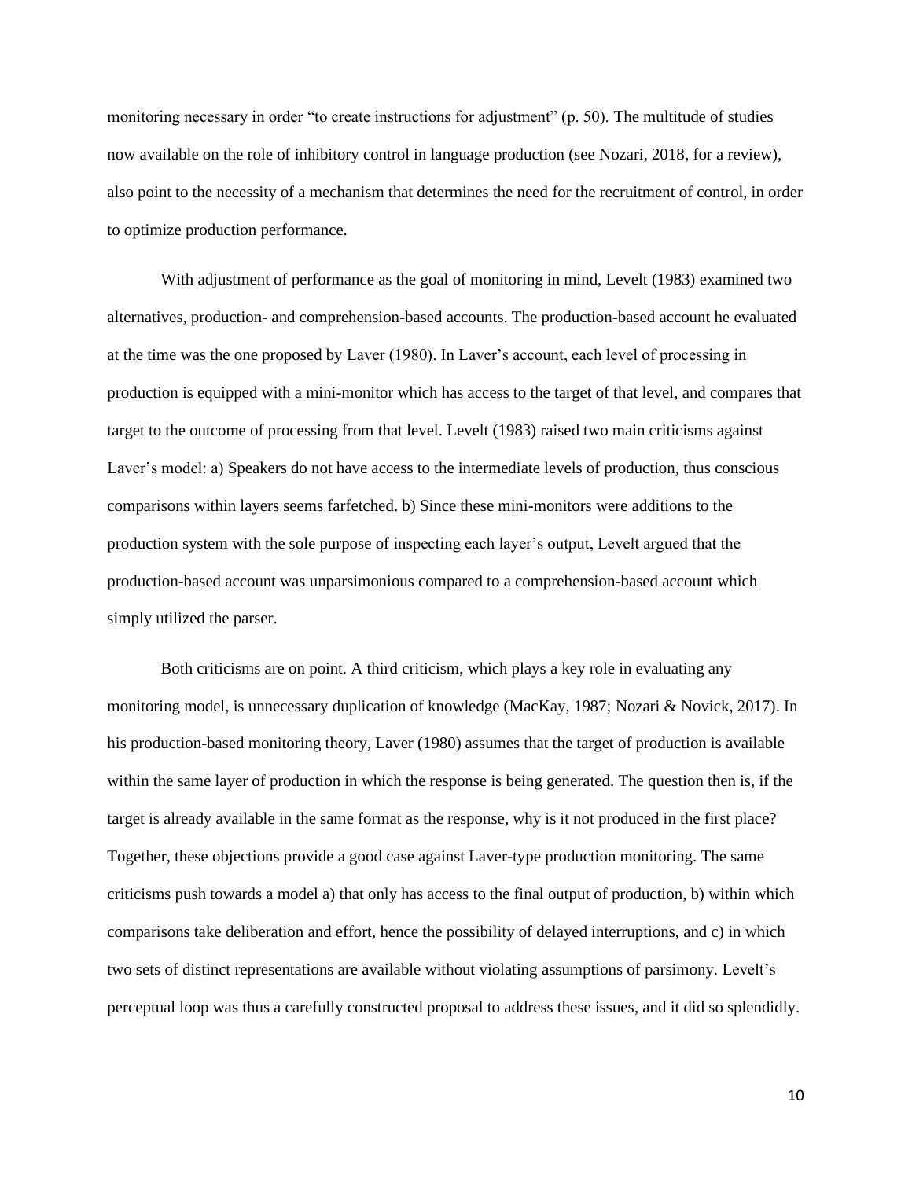monitoring necessary in order "to create instructions for adjustment" (p. 50). The multitude of studies now available on the role of inhibitory control in language production (see Nozari, 2018, for a review), also point to the necessity of a mechanism that determines the need for the recruitment of control, in order to optimize production performance.

With adjustment of performance as the goal of monitoring in mind, Levelt (1983) examined two alternatives, production- and comprehension-based accounts. The production-based account he evaluated at the time was the one proposed by Laver (1980). In Laver's account, each level of processing in production is equipped with a mini-monitor which has access to the target of that level, and compares that target to the outcome of processing from that level. Levelt (1983) raised two main criticisms against Laver's model: a) Speakers do not have access to the intermediate levels of production, thus conscious comparisons within layers seems farfetched. b) Since these mini-monitors were additions to the production system with the sole purpose of inspecting each layer's output, Levelt argued that the production-based account was unparsimonious compared to a comprehension-based account which simply utilized the parser.

Both criticisms are on point. A third criticism, which plays a key role in evaluating any monitoring model, is unnecessary duplication of knowledge (MacKay, 1987; Nozari & Novick, 2017). In his production-based monitoring theory, Laver (1980) assumes that the target of production is available within the same layer of production in which the response is being generated. The question then is, if the target is already available in the same format as the response, why is it not produced in the first place? Together, these objections provide a good case against Laver-type production monitoring. The same criticisms push towards a model a) that only has access to the final output of production, b) within which comparisons take deliberation and effort, hence the possibility of delayed interruptions, and c) in which two sets of distinct representations are available without violating assumptions of parsimony. Levelt's perceptual loop was thus a carefully constructed proposal to address these issues, and it did so splendidly.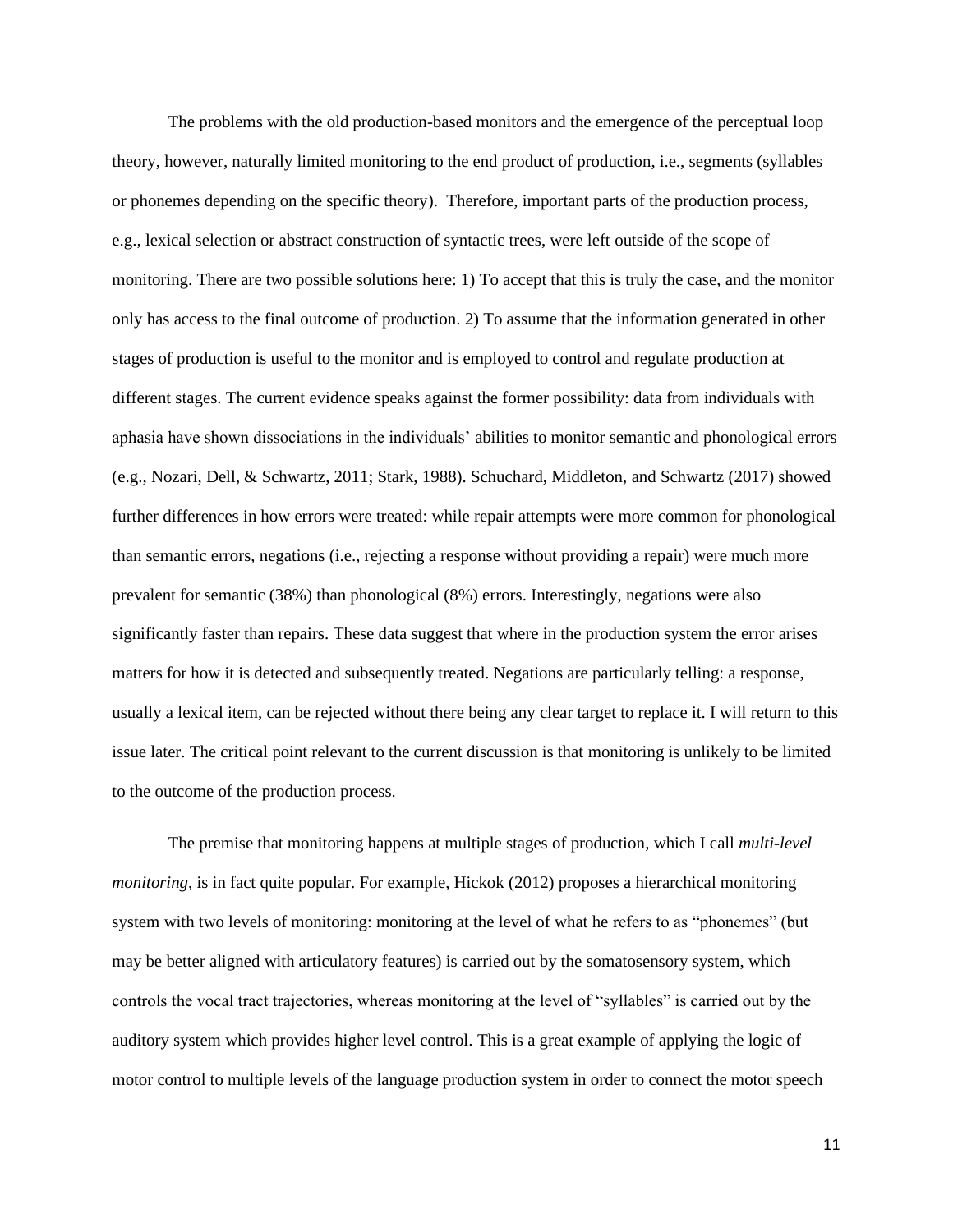The problems with the old production-based monitors and the emergence of the perceptual loop theory, however, naturally limited monitoring to the end product of production, i.e., segments (syllables or phonemes depending on the specific theory). Therefore, important parts of the production process, e.g., lexical selection or abstract construction of syntactic trees, were left outside of the scope of monitoring. There are two possible solutions here: 1) To accept that this is truly the case, and the monitor only has access to the final outcome of production. 2) To assume that the information generated in other stages of production is useful to the monitor and is employed to control and regulate production at different stages. The current evidence speaks against the former possibility: data from individuals with aphasia have shown dissociations in the individuals' abilities to monitor semantic and phonological errors (e.g., Nozari, Dell, & Schwartz, 2011; Stark, 1988). Schuchard, Middleton, and Schwartz (2017) showed further differences in how errors were treated: while repair attempts were more common for phonological than semantic errors, negations (i.e., rejecting a response without providing a repair) were much more prevalent for semantic (38%) than phonological (8%) errors. Interestingly, negations were also significantly faster than repairs. These data suggest that where in the production system the error arises matters for how it is detected and subsequently treated. Negations are particularly telling: a response, usually a lexical item, can be rejected without there being any clear target to replace it. I will return to this issue later. The critical point relevant to the current discussion is that monitoring is unlikely to be limited to the outcome of the production process.

The premise that monitoring happens at multiple stages of production, which I call *multi-level monitoring*, is in fact quite popular. For example, Hickok (2012) proposes a hierarchical monitoring system with two levels of monitoring: monitoring at the level of what he refers to as "phonemes" (but may be better aligned with articulatory features) is carried out by the somatosensory system, which controls the vocal tract trajectories, whereas monitoring at the level of "syllables" is carried out by the auditory system which provides higher level control. This is a great example of applying the logic of motor control to multiple levels of the language production system in order to connect the motor speech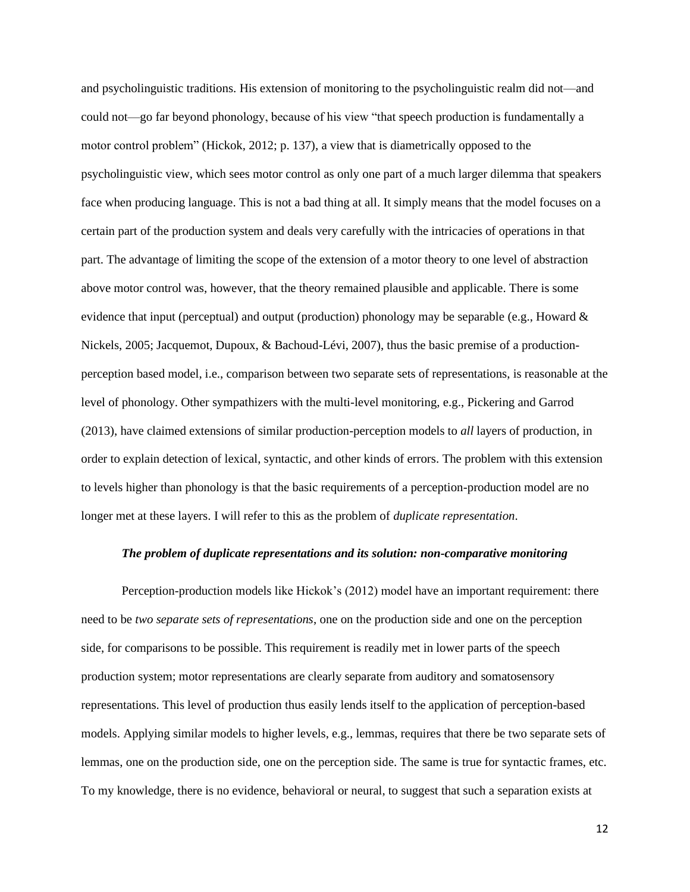and psycholinguistic traditions. His extension of monitoring to the psycholinguistic realm did not—and could not—go far beyond phonology, because of his view "that speech production is fundamentally a motor control problem" (Hickok, 2012; p. 137), a view that is diametrically opposed to the psycholinguistic view, which sees motor control as only one part of a much larger dilemma that speakers face when producing language. This is not a bad thing at all. It simply means that the model focuses on a certain part of the production system and deals very carefully with the intricacies of operations in that part. The advantage of limiting the scope of the extension of a motor theory to one level of abstraction above motor control was, however, that the theory remained plausible and applicable. There is some evidence that input (perceptual) and output (production) phonology may be separable (e.g., Howard & Nickels, 2005; Jacquemot, Dupoux, & Bachoud-Lévi, 2007), thus the basic premise of a production-perception based model, i.e., comparison between two separate sets of representations, is reasonable at the level of phonology. Other sympathizers with the multi-level monitoring, e.g., Pickering and Garrod (2013), have claimed extensions of similar production-perception models to *all* layers of production, in order to explain detection of lexical, syntactic, and other kinds of errors. The problem with this extension to levels higher than phonology is that the basic requirements of a perception-production model are no longer met at these layers. I will refer to this as the problem of *duplicate representation*.

### *The problem of duplicate representations and its solution: non-comparative monitoring*

Perception-production models like Hickok's (2012) model have an important requirement: there need to be *two separate sets of representations*, one on the production side and one on the perception side, for comparisons to be possible. This requirement is readily met in lower parts of the speech production system; motor representations are clearly separate from auditory and somatosensory representations. This level of production thus easily lends itself to the application of perception-based models. Applying similar models to higher levels, e.g., lemmas, requires that there be two separate sets of lemmas, one on the production side, one on the perception side. The same is true for syntactic frames, etc. To my knowledge, there is no evidence, behavioral or neural, to suggest that such a separation exists at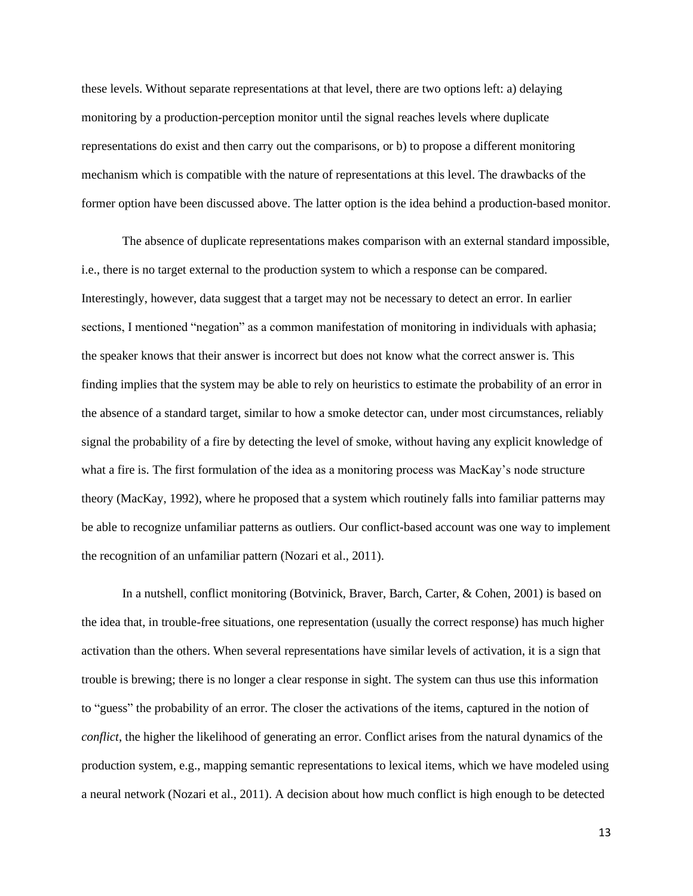these levels. Without separate representations at that level, there are two options left: a) delaying monitoring by a production-perception monitor until the signal reaches levels where duplicate representations do exist and then carry out the comparisons, or b) to propose a different monitoring mechanism which is compatible with the nature of representations at this level. The drawbacks of the former option have been discussed above. The latter option is the idea behind a production-based monitor.

The absence of duplicate representations makes comparison with an external standard impossible, i.e., there is no target external to the production system to which a response can be compared. Interestingly, however, data suggest that a target may not be necessary to detect an error. In earlier sections, I mentioned "negation" as a common manifestation of monitoring in individuals with aphasia; the speaker knows that their answer is incorrect but does not know what the correct answer is. This finding implies that the system may be able to rely on heuristics to estimate the probability of an error in the absence of a standard target, similar to how a smoke detector can, under most circumstances, reliably signal the probability of a fire by detecting the level of smoke, without having any explicit knowledge of what a fire is. The first formulation of the idea as a monitoring process was MacKay's node structure theory (MacKay, 1992), where he proposed that a system which routinely falls into familiar patterns may be able to recognize unfamiliar patterns as outliers. Our conflict-based account was one way to implement the recognition of an unfamiliar pattern (Nozari et al., 2011).

In a nutshell, conflict monitoring (Botvinick, Braver, Barch, Carter, & Cohen, 2001) is based on the idea that, in trouble-free situations, one representation (usually the correct response) has much higher activation than the others. When several representations have similar levels of activation, it is a sign that trouble is brewing; there is no longer a clear response in sight. The system can thus use this information to "guess" the probability of an error. The closer the activations of the items, captured in the notion of *conflict*, the higher the likelihood of generating an error. Conflict arises from the natural dynamics of the production system, e.g., mapping semantic representations to lexical items, which we have modeled using a neural network (Nozari et al., 2011). A decision about how much conflict is high enough to be detected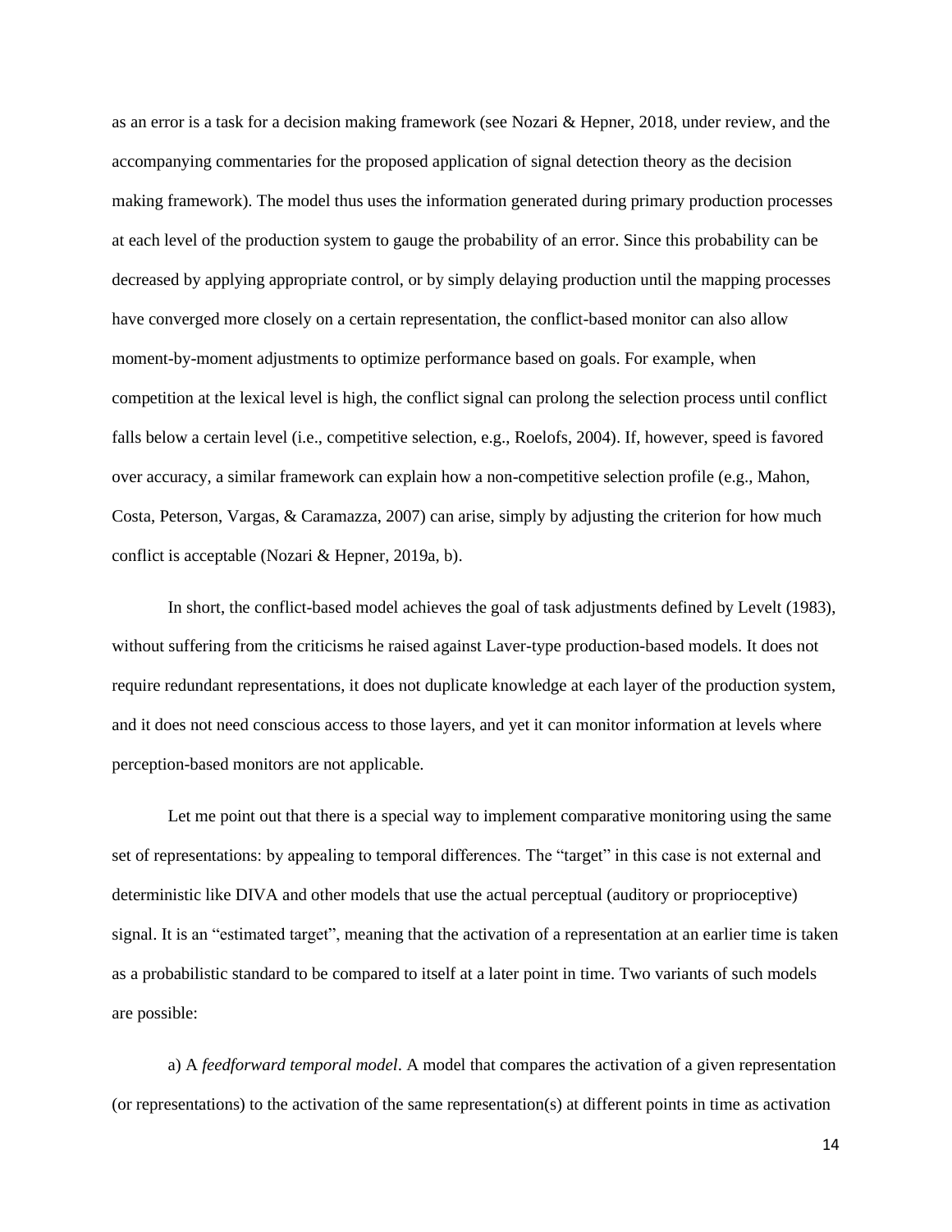as an error is a task for a decision making framework (see Nozari & Hepner, 2018, under review, and the accompanying commentaries for the proposed application of signal detection theory as the decision making framework). The model thus uses the information generated during primary production processes at each level of the production system to gauge the probability of an error. Since this probability can be decreased by applying appropriate control, or by simply delaying production until the mapping processes have converged more closely on a certain representation, the conflict-based monitor can also allow moment-by-moment adjustments to optimize performance based on goals. For example, when competition at the lexical level is high, the conflict signal can prolong the selection process until conflict falls below a certain level (i.e., competitive selection, e.g., Roelofs, 2004). If, however, speed is favored over accuracy, a similar framework can explain how a non-competitive selection profile (e.g., Mahon, Costa, Peterson, Vargas, & Caramazza, 2007) can arise, simply by adjusting the criterion for how much conflict is acceptable (Nozari & Hepner, 2019a, b).

In short, the conflict-based model achieves the goal of task adjustments defined by Levelt (1983), without suffering from the criticisms he raised against Laver-type production-based models. It does not require redundant representations, it does not duplicate knowledge at each layer of the production system, and it does not need conscious access to those layers, and yet it can monitor information at levels where perception-based monitors are not applicable.

Let me point out that there is a special way to implement comparative monitoring using the same set of representations: by appealing to temporal differences. The "target" in this case is not external and deterministic like DIVA and other models that use the actual perceptual (auditory or proprioceptive) signal. It is an "estimated target", meaning that the activation of a representation at an earlier time is taken as a probabilistic standard to be compared to itself at a later point in time. Two variants of such models are possible:

a) A *feedforward temporal model*. A model that compares the activation of a given representation (or representations) to the activation of the same representation(s) at different points in time as activation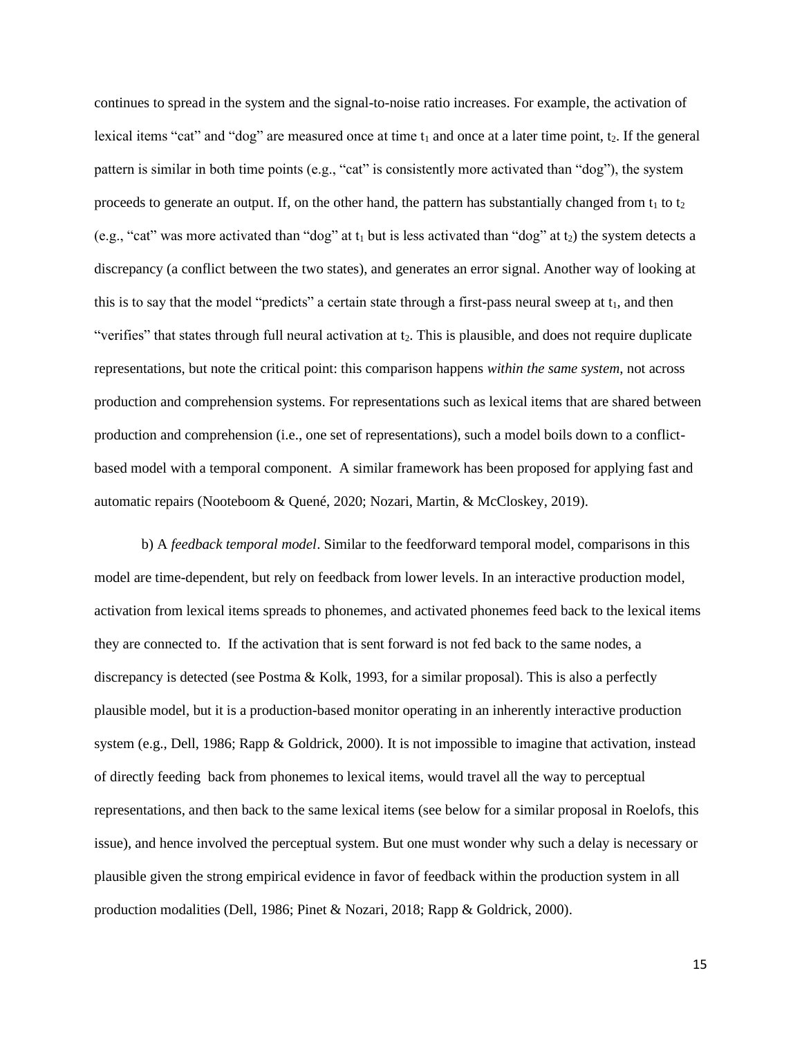continues to spread in the system and the signal-to-noise ratio increases. For example, the activation of lexical items "cat" and "dog" are measured once at time $t_1$ and once at a later time point, $t_2$. If the general pattern is similar in both time points (e.g., "cat" is consistently more activated than "dog"), the system proceeds to generate an output. If, on the other hand, the pattern has substantially changed from $t_1$ to $t_2$ (e.g., "cat" was more activated than "dog" at $t_1$ but is less activated than "dog" at $t_2$) the system detects a discrepancy (a conflict between the two states), and generates an error signal. Another way of looking at this is to say that the model "predicts" a certain state through a first-pass neural sweep at $t_1$, and then "verifies" that states through full neural activation at $t_2$. This is plausible, and does not require duplicate representations, but note the critical point: this comparison happens *within the same system*, not across production and comprehension systems. For representations such as lexical items that are shared between production and comprehension (i.e., one set of representations), such a model boils down to a conflict-based model with a temporal component. A similar framework has been proposed for applying fast and automatic repairs (Nooteboom & Quené, 2020; Nozari, Martin, & McCloskey, 2019).

b) A *feedback temporal model*. Similar to the feedforward temporal model, comparisons in this model are time-dependent, but rely on feedback from lower levels. In an interactive production model, activation from lexical items spreads to phonemes, and activated phonemes feed back to the lexical items they are connected to. If the activation that is sent forward is not fed back to the same nodes, a discrepancy is detected (see Postma & Kolk, 1993, for a similar proposal). This is also a perfectly plausible model, but it is a production-based monitor operating in an inherently interactive production system (e.g., Dell, 1986; Rapp & Goldrick, 2000). It is not impossible to imagine that activation, instead of directly feeding back from phonemes to lexical items, would travel all the way to perceptual representations, and then back to the same lexical items (see below for a similar proposal in Roelofs, this issue), and hence involved the perceptual system. But one must wonder why such a delay is necessary or plausible given the strong empirical evidence in favor of feedback within the production system in all production modalities (Dell, 1986; Pinet & Nozari, 2018; Rapp & Goldrick, 2000).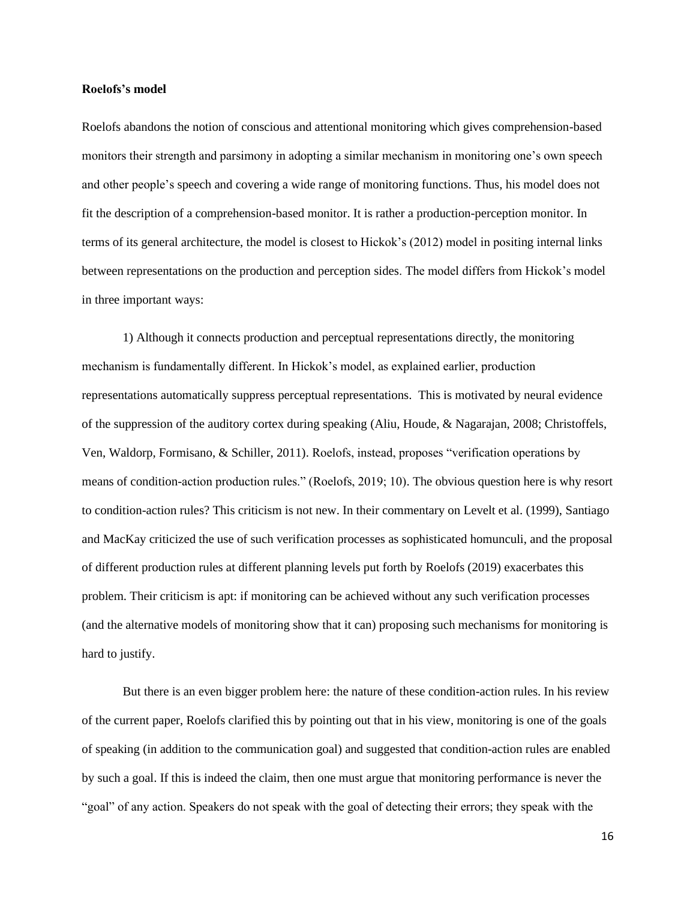**Roelofs's model**

Roelofs abandons the notion of conscious and attentional monitoring which gives comprehension-based monitors their strength and parsimony in adopting a similar mechanism in monitoring one's own speech and other people's speech and covering a wide range of monitoring functions. Thus, his model does not fit the description of a comprehension-based monitor. It is rather a production-perception monitor. In terms of its general architecture, the model is closest to Hickok's (2012) model in positing internal links between representations on the production and perception sides. The model differs from Hickok's model in three important ways:

1) Although it connects production and perceptual representations directly, the monitoring mechanism is fundamentally different. In Hickok's model, as explained earlier, production representations automatically suppress perceptual representations. This is motivated by neural evidence of the suppression of the auditory cortex during speaking (Aliu, Houde, & Nagarajan, 2008; Christoffels, Ven, Waldorp, Formisano, & Schiller, 2011). Roelofs, instead, proposes "verification operations by means of condition-action production rules." (Roelofs, 2019; 10). The obvious question here is why resort to condition-action rules? This criticism is not new. In their commentary on Levelt et al. (1999), Santiago and MacKay criticized the use of such verification processes as sophisticated homunculi, and the proposal of different production rules at different planning levels put forth by Roelofs (2019) exacerbates this problem. Their criticism is apt: if monitoring can be achieved without any such verification processes (and the alternative models of monitoring show that it can) proposing such mechanisms for monitoring is hard to justify.

But there is an even bigger problem here: the nature of these condition-action rules. In his review of the current paper, Roelofs clarified this by pointing out that in his view, monitoring is one of the goals of speaking (in addition to the communication goal) and suggested that condition-action rules are enabled by such a goal. If this is indeed the claim, then one must argue that monitoring performance is never the "goal" of any action. Speakers do not speak with the goal of detecting their errors; they speak with the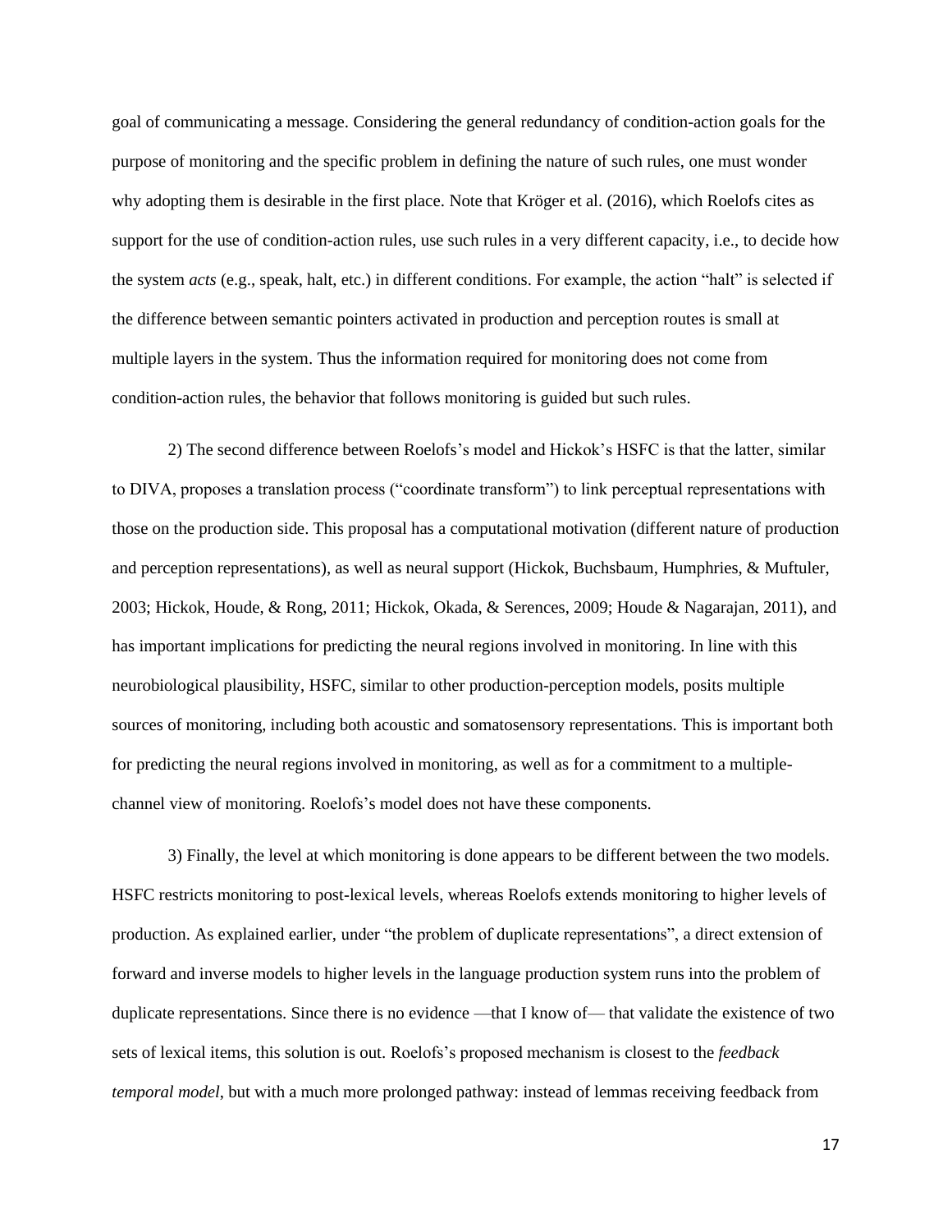goal of communicating a message. Considering the general redundancy of condition-action goals for the purpose of monitoring and the specific problem in defining the nature of such rules, one must wonder why adopting them is desirable in the first place. Note that Kröger et al. (2016), which Roelofs cites as support for the use of condition-action rules, use such rules in a very different capacity, i.e., to decide how the system *acts* (e.g., speak, halt, etc.) in different conditions. For example, the action "halt" is selected if the difference between semantic pointers activated in production and perception routes is small at multiple layers in the system. Thus the information required for monitoring does not come from condition-action rules, the behavior that follows monitoring is guided but such rules.

2) The second difference between Roelofs's model and Hickok's HSFC is that the latter, similar to DIVA, proposes a translation process ("coordinate transform") to link perceptual representations with those on the production side. This proposal has a computational motivation (different nature of production and perception representations), as well as neural support (Hickok, Buchsbaum, Humphries, & Muftuler, 2003; Hickok, Houde, & Rong, 2011; Hickok, Okada, & Serences, 2009; Houde & Nagarajan, 2011), and has important implications for predicting the neural regions involved in monitoring. In line with this neurobiological plausibility, HSFC, similar to other production-perception models, posits multiple sources of monitoring, including both acoustic and somatosensory representations. This is important both for predicting the neural regions involved in monitoring, as well as for a commitment to a multiple-channel view of monitoring. Roelofs's model does not have these components.

3) Finally, the level at which monitoring is done appears to be different between the two models. HSFC restricts monitoring to post-lexical levels, whereas Roelofs extends monitoring to higher levels of production. As explained earlier, under "the problem of duplicate representations", a direct extension of forward and inverse models to higher levels in the language production system runs into the problem of duplicate representations. Since there is no evidence —that I know of— that validate the existence of two sets of lexical items, this solution is out. Roelofs's proposed mechanism is closest to the *feedback temporal model*, but with a much more prolonged pathway: instead of lemmas receiving feedback from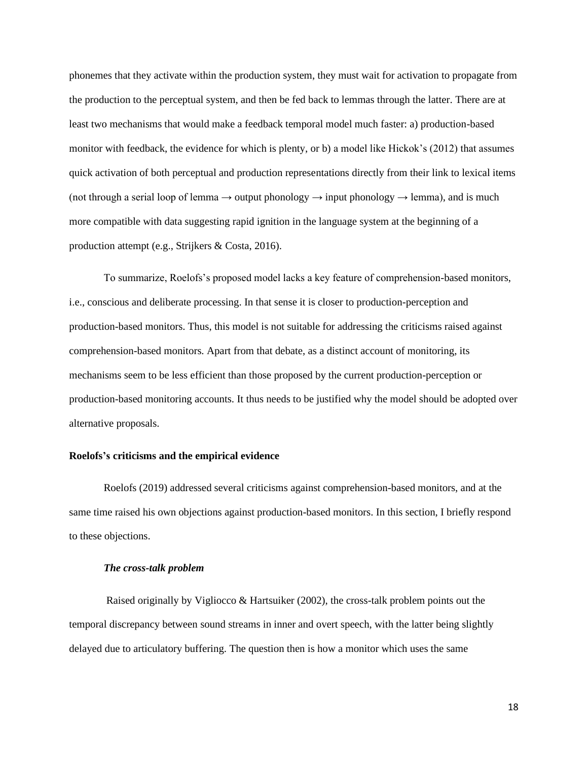phonemes that they activate within the production system, they must wait for activation to propagate from the production to the perceptual system, and then be fed back to lemmas through the latter. There are at least two mechanisms that would make a feedback temporal model much faster: a) production-based monitor with feedback, the evidence for which is plenty, or b) a model like Hickok's (2012) that assumes quick activation of both perceptual and production representations directly from their link to lexical items (not through a serial loop of lemma → output phonology → input phonology → lemma), and is much more compatible with data suggesting rapid ignition in the language system at the beginning of a production attempt (e.g., Strijkers & Costa, 2016).

To summarize, Roelofs's proposed model lacks a key feature of comprehension-based monitors, i.e., conscious and deliberate processing. In that sense it is closer to production-perception and production-based monitors. Thus, this model is not suitable for addressing the criticisms raised against comprehension-based monitors. Apart from that debate, as a distinct account of monitoring, its mechanisms seem to be less efficient than those proposed by the current production-perception or production-based monitoring accounts. It thus needs to be justified why the model should be adopted over alternative proposals.

## Roelofs's criticisms and the empirical evidence

Roelofs (2019) addressed several criticisms against comprehension-based monitors, and at the same time raised his own objections against production-based monitors. In this section, I briefly respond to these objections.

### *The cross-talk problem*

Raised originally by Vigliocco & Hartsuiker (2002), the cross-talk problem points out the temporal discrepancy between sound streams in inner and overt speech, with the latter being slightly delayed due to articulatory buffering. The question then is how a monitor which uses the same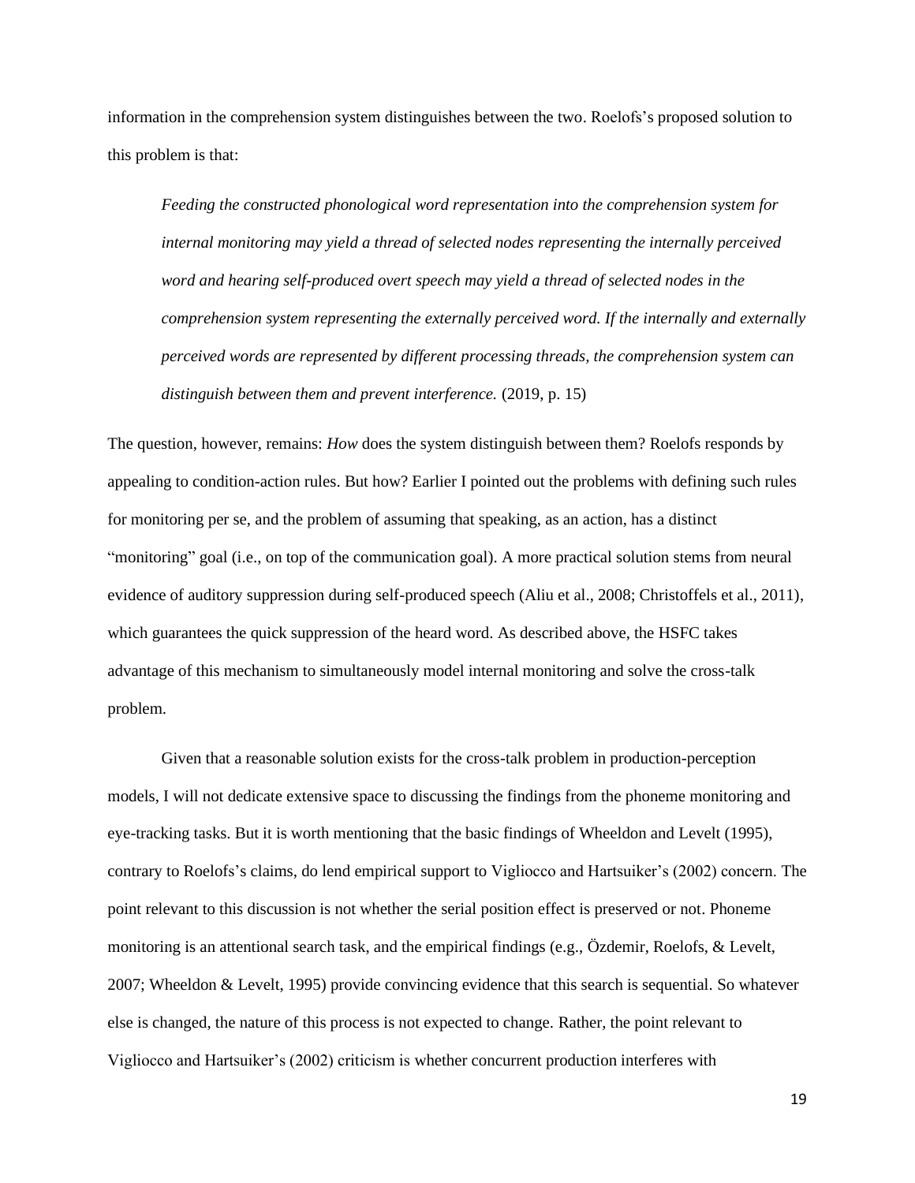information in the comprehension system distinguishes between the two. Roelofs's proposed solution to this problem is that:

> *Feeding the constructed phonological word representation into the comprehension system for internal monitoring may yield a thread of selected nodes representing the internally perceived word and hearing self-produced overt speech may yield a thread of selected nodes in the comprehension system representing the externally perceived word. If the internally and externally perceived words are represented by different processing threads, the comprehension system can distinguish between them and prevent interference.* (2019, p. 15)

The question, however, remains: *How* does the system distinguish between them? Roelofs responds by appealing to condition-action rules. But how? Earlier I pointed out the problems with defining such rules for monitoring per se, and the problem of assuming that speaking, as an action, has a distinct "monitoring" goal (i.e., on top of the communication goal). A more practical solution stems from neural evidence of auditory suppression during self-produced speech (Aliu et al., 2008; Christoffels et al., 2011), which guarantees the quick suppression of the heard word. As described above, the HSFC takes advantage of this mechanism to simultaneously model internal monitoring and solve the cross-talk problem.

Given that a reasonable solution exists for the cross-talk problem in production-perception models, I will not dedicate extensive space to discussing the findings from the phoneme monitoring and eye-tracking tasks. But it is worth mentioning that the basic findings of Wheeldon and Levelt (1995), contrary to Roelofs's claims, do lend empirical support to Vigliocco and Hartsuiker's (2002) concern. The point relevant to this discussion is not whether the serial position effect is preserved or not. Phoneme monitoring is an attentional search task, and the empirical findings (e.g., Özdemir, Roelofs, & Levelt, 2007; Wheeldon & Levelt, 1995) provide convincing evidence that this search is sequential. So whatever else is changed, the nature of this process is not expected to change. Rather, the point relevant to Vigliocco and Hartsuiker's (2002) criticism is whether concurrent production interferes with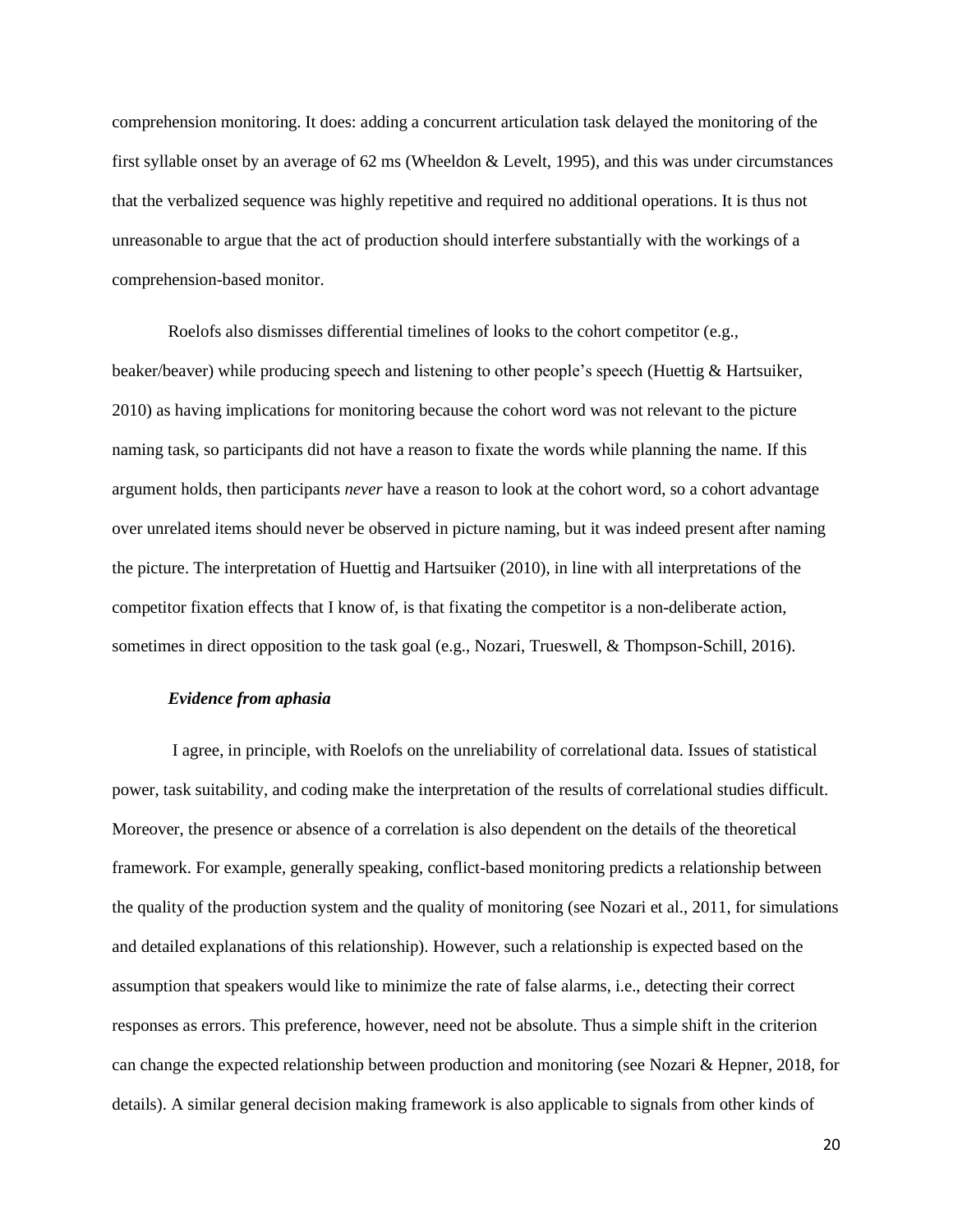comprehension monitoring. It does: adding a concurrent articulation task delayed the monitoring of the first syllable onset by an average of 62 ms (Wheeldon & Levelt, 1995), and this was under circumstances that the verbalized sequence was highly repetitive and required no additional operations. It is thus not unreasonable to argue that the act of production should interfere substantially with the workings of a comprehension-based monitor.

Roelofs also dismisses differential timelines of looks to the cohort competitor (e.g., beaker/beaver) while producing speech and listening to other people's speech (Huettig & Hartsuiker, 2010) as having implications for monitoring because the cohort word was not relevant to the picture naming task, so participants did not have a reason to fixate the words while planning the name. If this argument holds, then participants *never* have a reason to look at the cohort word, so a cohort advantage over unrelated items should never be observed in picture naming, but it was indeed present after naming the picture. The interpretation of Huettig and Hartsuiker (2010), in line with all interpretations of the competitor fixation effects that I know of, is that fixating the competitor is a non-deliberate action, sometimes in direct opposition to the task goal (e.g., Nozari, Trueswell, & Thompson-Schill, 2016).

### *Evidence from aphasia*

I agree, in principle, with Roelofs on the unreliability of correlational data. Issues of statistical power, task suitability, and coding make the interpretation of the results of correlational studies difficult. Moreover, the presence or absence of a correlation is also dependent on the details of the theoretical framework. For example, generally speaking, conflict-based monitoring predicts a relationship between the quality of the production system and the quality of monitoring (see Nozari et al., 2011, for simulations and detailed explanations of this relationship). However, such a relationship is expected based on the assumption that speakers would like to minimize the rate of false alarms, i.e., detecting their correct responses as errors. This preference, however, need not be absolute. Thus a simple shift in the criterion can change the expected relationship between production and monitoring (see Nozari & Hepner, 2018, for details). A similar general decision making framework is also applicable to signals from other kinds of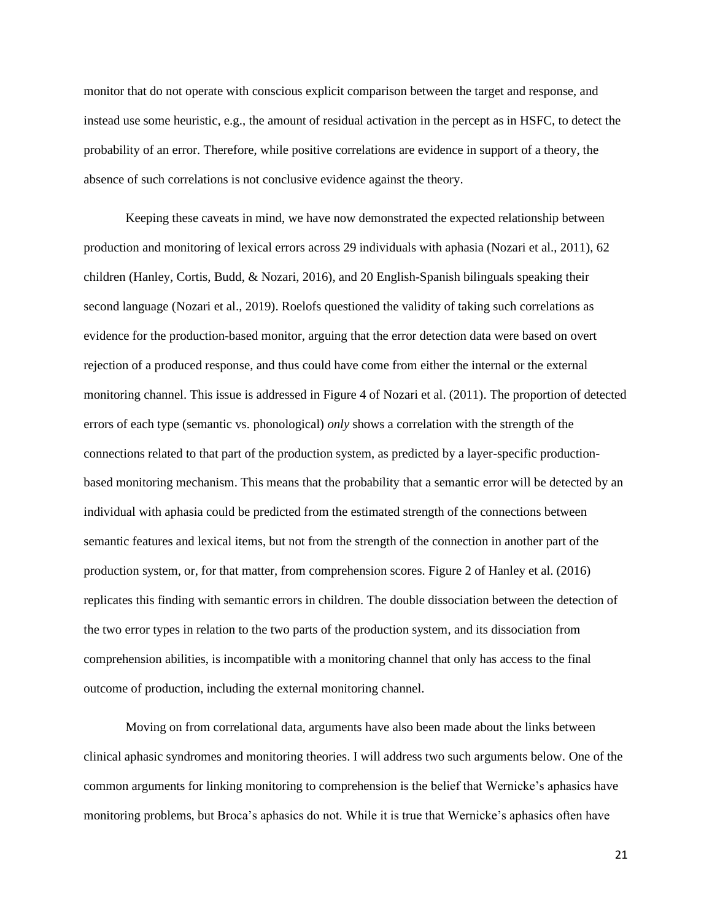monitor that do not operate with conscious explicit comparison between the target and response, and instead use some heuristic, e.g., the amount of residual activation in the percept as in HSFC, to detect the probability of an error. Therefore, while positive correlations are evidence in support of a theory, the absence of such correlations is not conclusive evidence against the theory.

Keeping these caveats in mind, we have now demonstrated the expected relationship between production and monitoring of lexical errors across 29 individuals with aphasia (Nozari et al., 2011), 62 children (Hanley, Cortis, Budd, & Nozari, 2016), and 20 English-Spanish bilinguals speaking their second language (Nozari et al., 2019). Roelofs questioned the validity of taking such correlations as evidence for the production-based monitor, arguing that the error detection data were based on overt rejection of a produced response, and thus could have come from either the internal or the external monitoring channel. This issue is addressed in Figure 4 of Nozari et al. (2011). The proportion of detected errors of each type (semantic vs. phonological) *only* shows a correlation with the strength of the connections related to that part of the production system, as predicted by a layer-specific production-based monitoring mechanism. This means that the probability that a semantic error will be detected by an individual with aphasia could be predicted from the estimated strength of the connections between semantic features and lexical items, but not from the strength of the connection in another part of the production system, or, for that matter, from comprehension scores. Figure 2 of Hanley et al. (2016) replicates this finding with semantic errors in children. The double dissociation between the detection of the two error types in relation to the two parts of the production system, and its dissociation from comprehension abilities, is incompatible with a monitoring channel that only has access to the final outcome of production, including the external monitoring channel.

Moving on from correlational data, arguments have also been made about the links between clinical aphasic syndromes and monitoring theories. I will address two such arguments below. One of the common arguments for linking monitoring to comprehension is the belief that Wernicke's aphasics have monitoring problems, but Broca's aphasics do not. While it is true that Wernicke's aphasics often have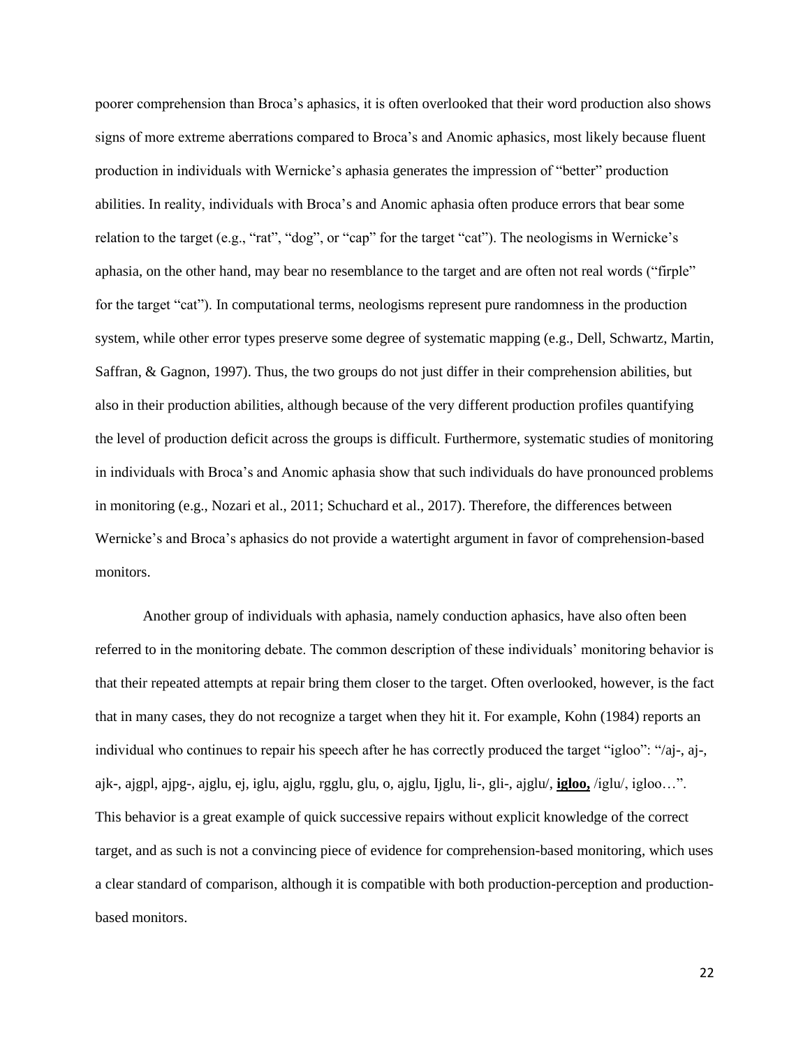poorer comprehension than Broca's aphasics, it is often overlooked that their word production also shows signs of more extreme aberrations compared to Broca's and Anomic aphasics, most likely because fluent production in individuals with Wernicke's aphasia generates the impression of "better" production abilities. In reality, individuals with Broca's and Anomic aphasia often produce errors that bear some relation to the target (e.g., "rat", "dog", or "cap" for the target "cat"). The neologisms in Wernicke's aphasia, on the other hand, may bear no resemblance to the target and are often not real words ("firple" for the target "cat"). In computational terms, neologisms represent pure randomness in the production system, while other error types preserve some degree of systematic mapping (e.g., Dell, Schwartz, Martin, Saffran, & Gagnon, 1997). Thus, the two groups do not just differ in their comprehension abilities, but also in their production abilities, although because of the very different production profiles quantifying the level of production deficit across the groups is difficult. Furthermore, systematic studies of monitoring in individuals with Broca's and Anomic aphasia show that such individuals do have pronounced problems in monitoring (e.g., Nozari et al., 2011; Schuchard et al., 2017). Therefore, the differences between Wernicke's and Broca's aphasics do not provide a watertight argument in favor of comprehension-based monitors.

Another group of individuals with aphasia, namely conduction aphasics, have also often been referred to in the monitoring debate. The common description of these individuals' monitoring behavior is that their repeated attempts at repair bring them closer to the target. Often overlooked, however, is the fact that in many cases, they do not recognize a target when they hit it. For example, Kohn (1984) reports an individual who continues to repair his speech after he has correctly produced the target "igloo": "/aj-, aj-, ajk-, ajgpl, ajpg-, ajglu, ej, iglu, ajglu, rgglu, glu, o, ajglu, Ijglu, li-, gli-, ajglu/, **igloo,** /iglu/, igloo…". This behavior is a great example of quick successive repairs without explicit knowledge of the correct target, and as such is not a convincing piece of evidence for comprehension-based monitoring, which uses a clear standard of comparison, although it is compatible with both production-perception and production-based monitors.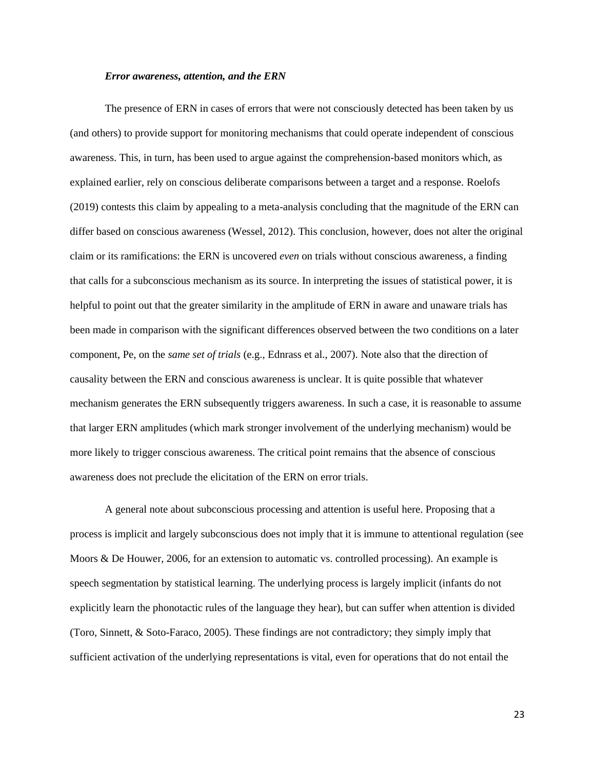### *Error awareness, attention, and the ERN*

The presence of ERN in cases of errors that were not consciously detected has been taken by us (and others) to provide support for monitoring mechanisms that could operate independent of conscious awareness. This, in turn, has been used to argue against the comprehension-based monitors which, as explained earlier, rely on conscious deliberate comparisons between a target and a response. Roelofs (2019) contests this claim by appealing to a meta-analysis concluding that the magnitude of the ERN can differ based on conscious awareness (Wessel, 2012). This conclusion, however, does not alter the original claim or its ramifications: the ERN is uncovered *even* on trials without conscious awareness, a finding that calls for a subconscious mechanism as its source. In interpreting the issues of statistical power, it is helpful to point out that the greater similarity in the amplitude of ERN in aware and unaware trials has been made in comparison with the significant differences observed between the two conditions on a later component, Pe, on the *same set of trials* (e.g., Ednrass et al., 2007). Note also that the direction of causality between the ERN and conscious awareness is unclear. It is quite possible that whatever mechanism generates the ERN subsequently triggers awareness. In such a case, it is reasonable to assume that larger ERN amplitudes (which mark stronger involvement of the underlying mechanism) would be more likely to trigger conscious awareness. The critical point remains that the absence of conscious awareness does not preclude the elicitation of the ERN on error trials.

A general note about subconscious processing and attention is useful here. Proposing that a process is implicit and largely subconscious does not imply that it is immune to attentional regulation (see Moors & De Houwer, 2006, for an extension to automatic vs. controlled processing). An example is speech segmentation by statistical learning. The underlying process is largely implicit (infants do not explicitly learn the phonotactic rules of the language they hear), but can suffer when attention is divided (Toro, Sinnett, & Soto-Faraco, 2005). These findings are not contradictory; they simply imply that sufficient activation of the underlying representations is vital, even for operations that do not entail the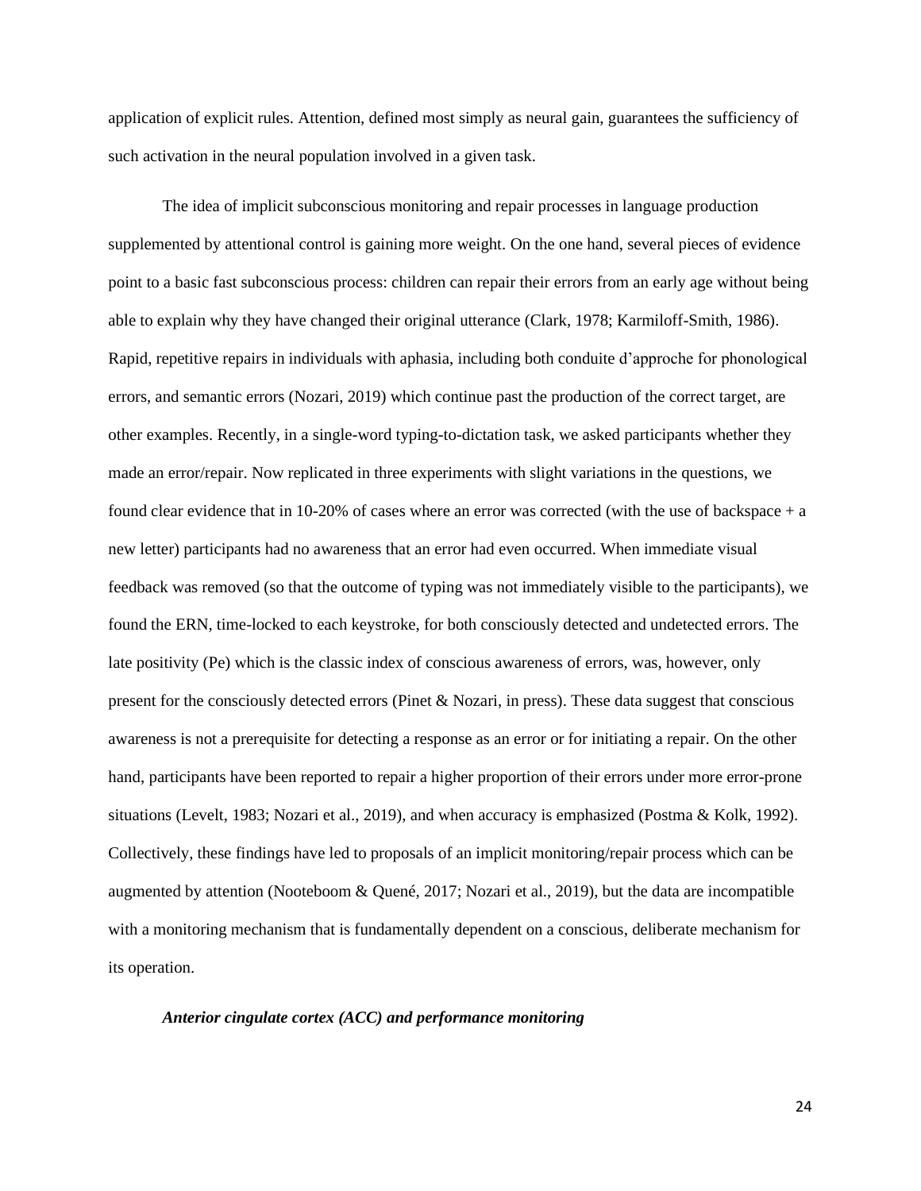application of explicit rules. Attention, defined most simply as neural gain, guarantees the sufficiency of such activation in the neural population involved in a given task.

The idea of implicit subconscious monitoring and repair processes in language production supplemented by attentional control is gaining more weight. On the one hand, several pieces of evidence point to a basic fast subconscious process: children can repair their errors from an early age without being able to explain why they have changed their original utterance (Clark, 1978; Karmiloff-Smith, 1986). Rapid, repetitive repairs in individuals with aphasia, including both conduite d'approche for phonological errors, and semantic errors (Nozari, 2019) which continue past the production of the correct target, are other examples. Recently, in a single-word typing-to-dictation task, we asked participants whether they made an error/repair. Now replicated in three experiments with slight variations in the questions, we found clear evidence that in 10-20% of cases where an error was corrected (with the use of backspace + a new letter) participants had no awareness that an error had even occurred. When immediate visual feedback was removed (so that the outcome of typing was not immediately visible to the participants), we found the ERN, time-locked to each keystroke, for both consciously detected and undetected errors. The late positivity (Pe) which is the classic index of conscious awareness of errors, was, however, only present for the consciously detected errors (Pinet & Nozari, in press). These data suggest that conscious awareness is not a prerequisite for detecting a response as an error or for initiating a repair. On the other hand, participants have been reported to repair a higher proportion of their errors under more error-prone situations (Levelt, 1983; Nozari et al., 2019), and when accuracy is emphasized (Postma & Kolk, 1992). Collectively, these findings have led to proposals of an implicit monitoring/repair process which can be augmented by attention (Nooteboom & Quené, 2017; Nozari et al., 2019), but the data are incompatible with a monitoring mechanism that is fundamentally dependent on a conscious, deliberate mechanism for its operation.

### *Anterior cingulate cortex (ACC) and performance monitoring*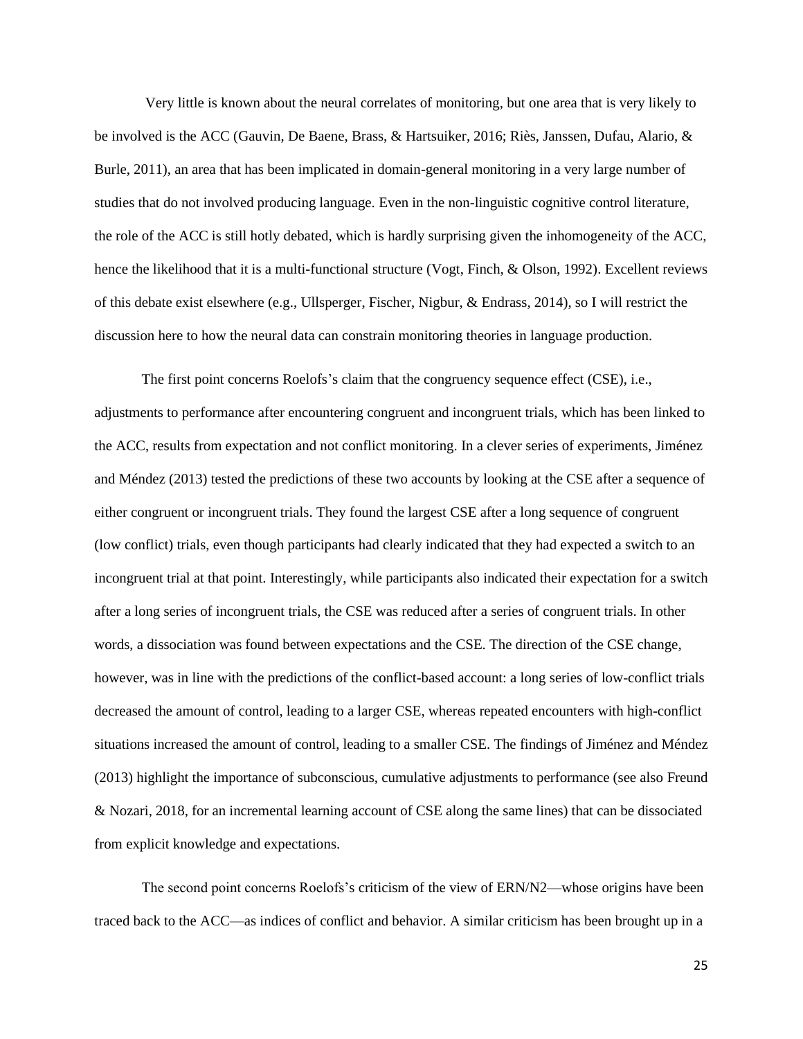Very little is known about the neural correlates of monitoring, but one area that is very likely to be involved is the ACC (Gauvin, De Baene, Brass, & Hartsuiker, 2016; Riès, Janssen, Dufau, Alario, & Burle, 2011), an area that has been implicated in domain-general monitoring in a very large number of studies that do not involved producing language. Even in the non-linguistic cognitive control literature, the role of the ACC is still hotly debated, which is hardly surprising given the inhomogeneity of the ACC, hence the likelihood that it is a multi-functional structure (Vogt, Finch, & Olson, 1992). Excellent reviews of this debate exist elsewhere (e.g., Ullsperger, Fischer, Nigbur, & Endrass, 2014), so I will restrict the discussion here to how the neural data can constrain monitoring theories in language production.

The first point concerns Roelofs's claim that the congruency sequence effect (CSE), i.e., adjustments to performance after encountering congruent and incongruent trials, which has been linked to the ACC, results from expectation and not conflict monitoring. In a clever series of experiments, Jiménez and Méndez (2013) tested the predictions of these two accounts by looking at the CSE after a sequence of either congruent or incongruent trials. They found the largest CSE after a long sequence of congruent (low conflict) trials, even though participants had clearly indicated that they had expected a switch to an incongruent trial at that point. Interestingly, while participants also indicated their expectation for a switch after a long series of incongruent trials, the CSE was reduced after a series of congruent trials. In other words, a dissociation was found between expectations and the CSE. The direction of the CSE change, however, was in line with the predictions of the conflict-based account: a long series of low-conflict trials decreased the amount of control, leading to a larger CSE, whereas repeated encounters with high-conflict situations increased the amount of control, leading to a smaller CSE. The findings of Jiménez and Méndez (2013) highlight the importance of subconscious, cumulative adjustments to performance (see also Freund & Nozari, 2018, for an incremental learning account of CSE along the same lines) that can be dissociated from explicit knowledge and expectations.

The second point concerns Roelofs's criticism of the view of ERN/N2—whose origins have been traced back to the ACC—as indices of conflict and behavior. A similar criticism has been brought up in a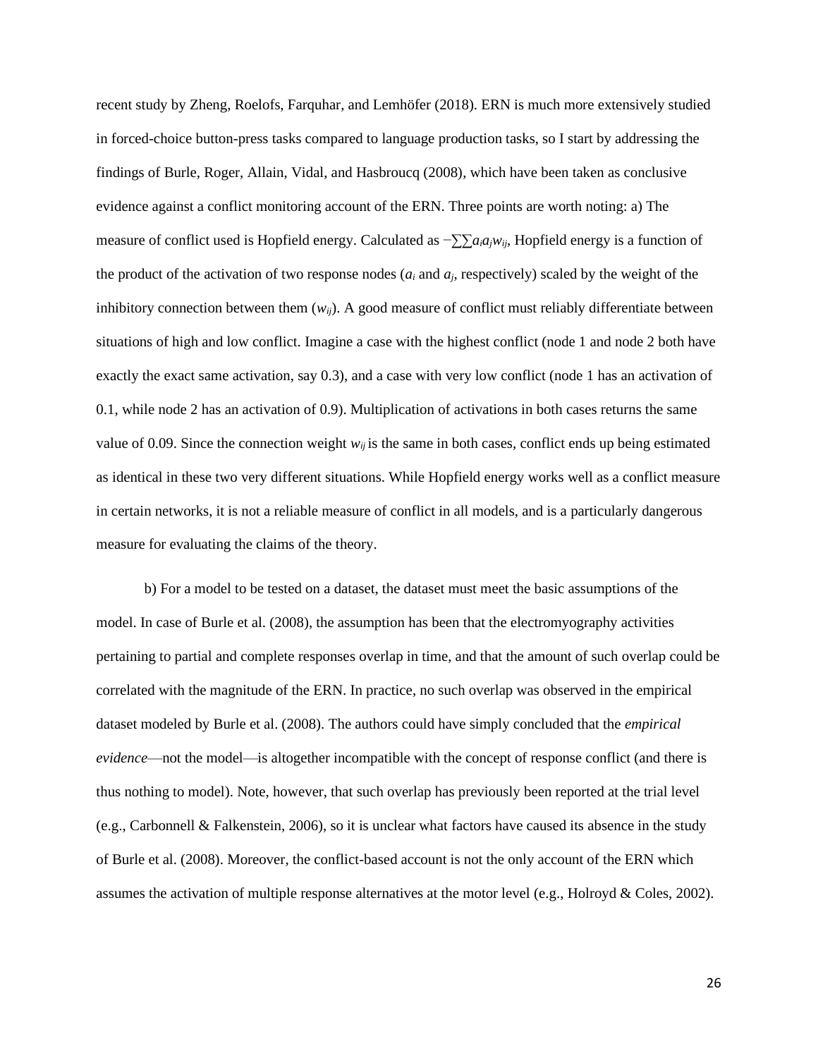recent study by Zheng, Roelofs, Farquhar, and Lemhöfer (2018). ERN is much more extensively studied in forced-choice button-press tasks compared to language production tasks, so I start by addressing the findings of Burle, Roger, Allain, Vidal, and Hasbroucq (2008), which have been taken as conclusive evidence against a conflict monitoring account of the ERN. Three points are worth noting: a) The measure of conflict used is Hopfield energy. Calculated as $-\sum\sum a_i a_j w_{ij}$, Hopfield energy is a function of the product of the activation of two response nodes ($a_i$ and $a_j$, respectively) scaled by the weight of the inhibitory connection between them ($w_{ij}$). A good measure of conflict must reliably differentiate between situations of high and low conflict. Imagine a case with the highest conflict (node 1 and node 2 both have exactly the exact same activation, say 0.3), and a case with very low conflict (node 1 has an activation of 0.1, while node 2 has an activation of 0.9). Multiplication of activations in both cases returns the same value of 0.09. Since the connection weight $w_{ij}$ is the same in both cases, conflict ends up being estimated as identical in these two very different situations. While Hopfield energy works well as a conflict measure in certain networks, it is not a reliable measure of conflict in all models, and is a particularly dangerous measure for evaluating the claims of the theory.

b) For a model to be tested on a dataset, the dataset must meet the basic assumptions of the model. In case of Burle et al. (2008), the assumption has been that the electromyography activities pertaining to partial and complete responses overlap in time, and that the amount of such overlap could be correlated with the magnitude of the ERN. In practice, no such overlap was observed in the empirical dataset modeled by Burle et al. (2008). The authors could have simply concluded that the *empirical evidence*—not the model—is altogether incompatible with the concept of response conflict (and there is thus nothing to model). Note, however, that such overlap has previously been reported at the trial level (e.g., Carbonnell & Falkenstein, 2006), so it is unclear what factors have caused its absence in the study of Burle et al. (2008). Moreover, the conflict-based account is not the only account of the ERN which assumes the activation of multiple response alternatives at the motor level (e.g., Holroyd & Coles, 2002).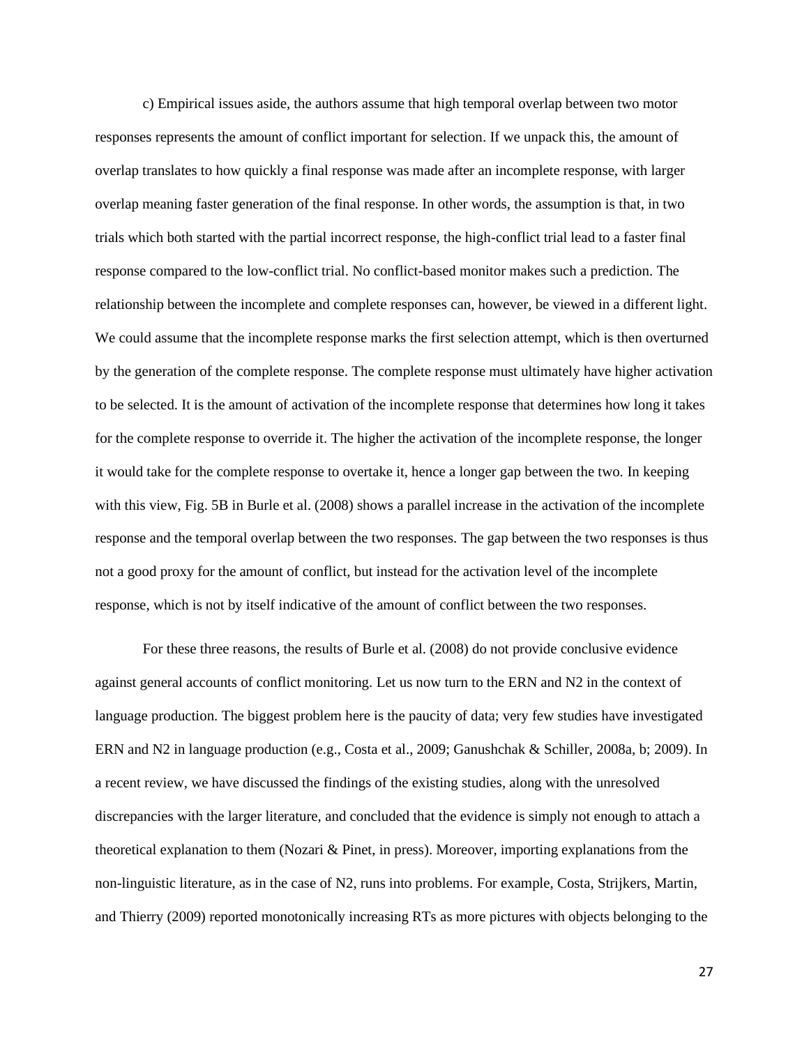c) Empirical issues aside, the authors assume that high temporal overlap between two motor responses represents the amount of conflict important for selection. If we unpack this, the amount of overlap translates to how quickly a final response was made after an incomplete response, with larger overlap meaning faster generation of the final response. In other words, the assumption is that, in two trials which both started with the partial incorrect response, the high-conflict trial lead to a faster final response compared to the low-conflict trial. No conflict-based monitor makes such a prediction. The relationship between the incomplete and complete responses can, however, be viewed in a different light. We could assume that the incomplete response marks the first selection attempt, which is then overturned by the generation of the complete response. The complete response must ultimately have higher activation to be selected. It is the amount of activation of the incomplete response that determines how long it takes for the complete response to override it. The higher the activation of the incomplete response, the longer it would take for the complete response to overtake it, hence a longer gap between the two. In keeping with this view, Fig. 5B in Burle et al. (2008) shows a parallel increase in the activation of the incomplete response and the temporal overlap between the two responses. The gap between the two responses is thus not a good proxy for the amount of conflict, but instead for the activation level of the incomplete response, which is not by itself indicative of the amount of conflict between the two responses.

For these three reasons, the results of Burle et al. (2008) do not provide conclusive evidence against general accounts of conflict monitoring. Let us now turn to the ERN and N2 in the context of language production. The biggest problem here is the paucity of data; very few studies have investigated ERN and N2 in language production (e.g., Costa et al., 2009; Ganushchak & Schiller, 2008a, b; 2009). In a recent review, we have discussed the findings of the existing studies, along with the unresolved discrepancies with the larger literature, and concluded that the evidence is simply not enough to attach a theoretical explanation to them (Nozari & Pinet, in press). Moreover, importing explanations from the non-linguistic literature, as in the case of N2, runs into problems. For example, Costa, Strijkers, Martin, and Thierry (2009) reported monotonically increasing RTs as more pictures with objects belonging to the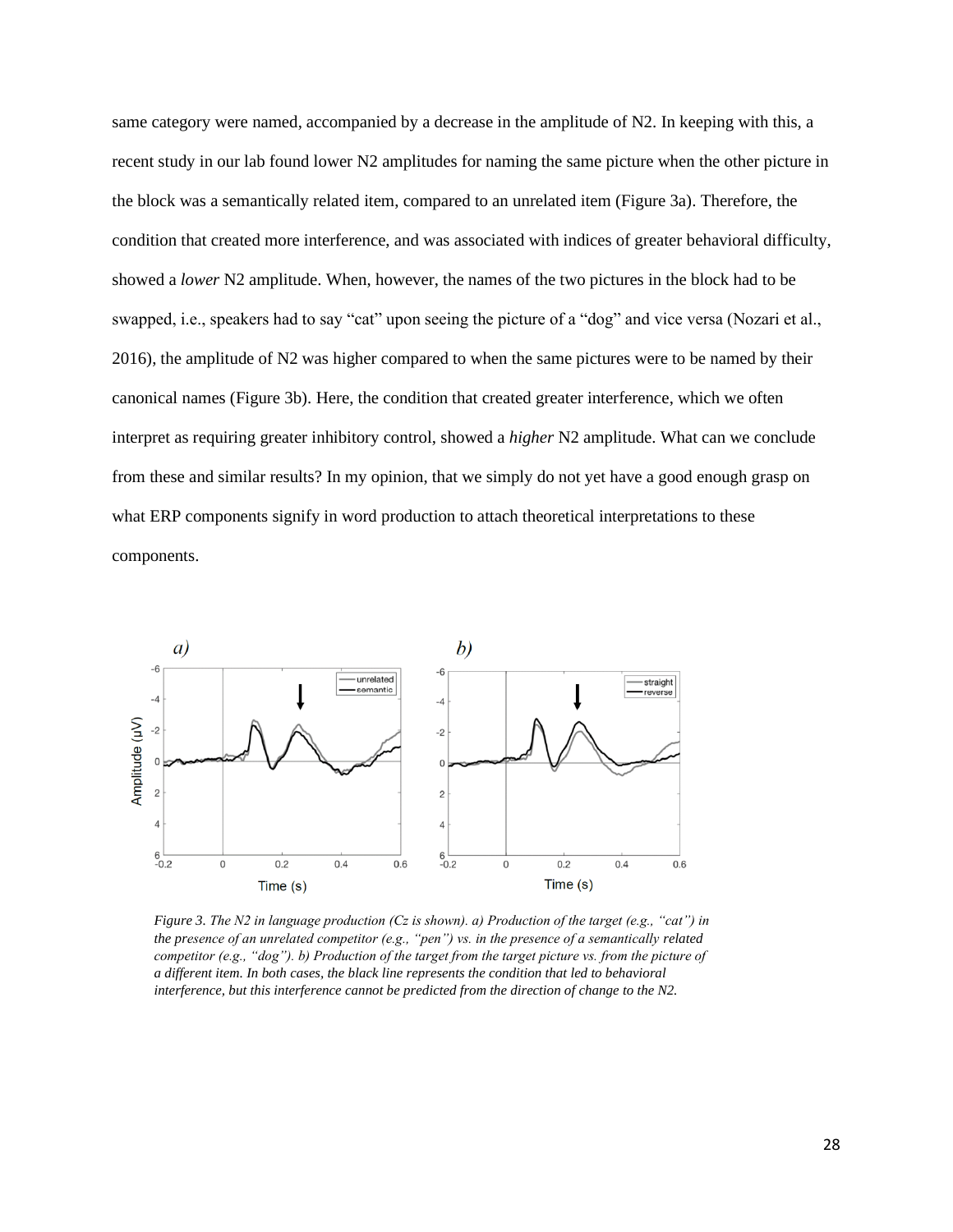same category were named, accompanied by a decrease in the amplitude of N2. In keeping with this, a recent study in our lab found lower N2 amplitudes for naming the same picture when the other picture in the block was a semantically related item, compared to an unrelated item (Figure 3a). Therefore, the condition that created more interference, and was associated with indices of greater behavioral difficulty, showed a *lower* N2 amplitude. When, however, the names of the two pictures in the block had to be swapped, i.e., speakers had to say "cat" upon seeing the picture of a "dog" and vice versa (Nozari et al., 2016), the amplitude of N2 was higher compared to when the same pictures were to be named by their canonical names (Figure 3b). Here, the condition that created greater interference, which we often interpret as requiring greater inhibitory control, showed a *higher* N2 amplitude. What can we conclude from these and similar results? In my opinion, that we simply do not yet have a good enough grasp on what ERP components signify in word production to attach theoretical interpretations to these components.

*Figure 3. The N2 in language production (Cz is shown). a) Production of the target (e.g., "cat") in the presence of an unrelated competitor (e.g., "pen") vs. in the presence of a semantically related competitor (e.g., "dog"). b) Production of the target from the target picture vs. from the picture of a different item. In both cases, the black line represents the condition that led to behavioral interference, but this interference cannot be predicted from the direction of change to the N2.*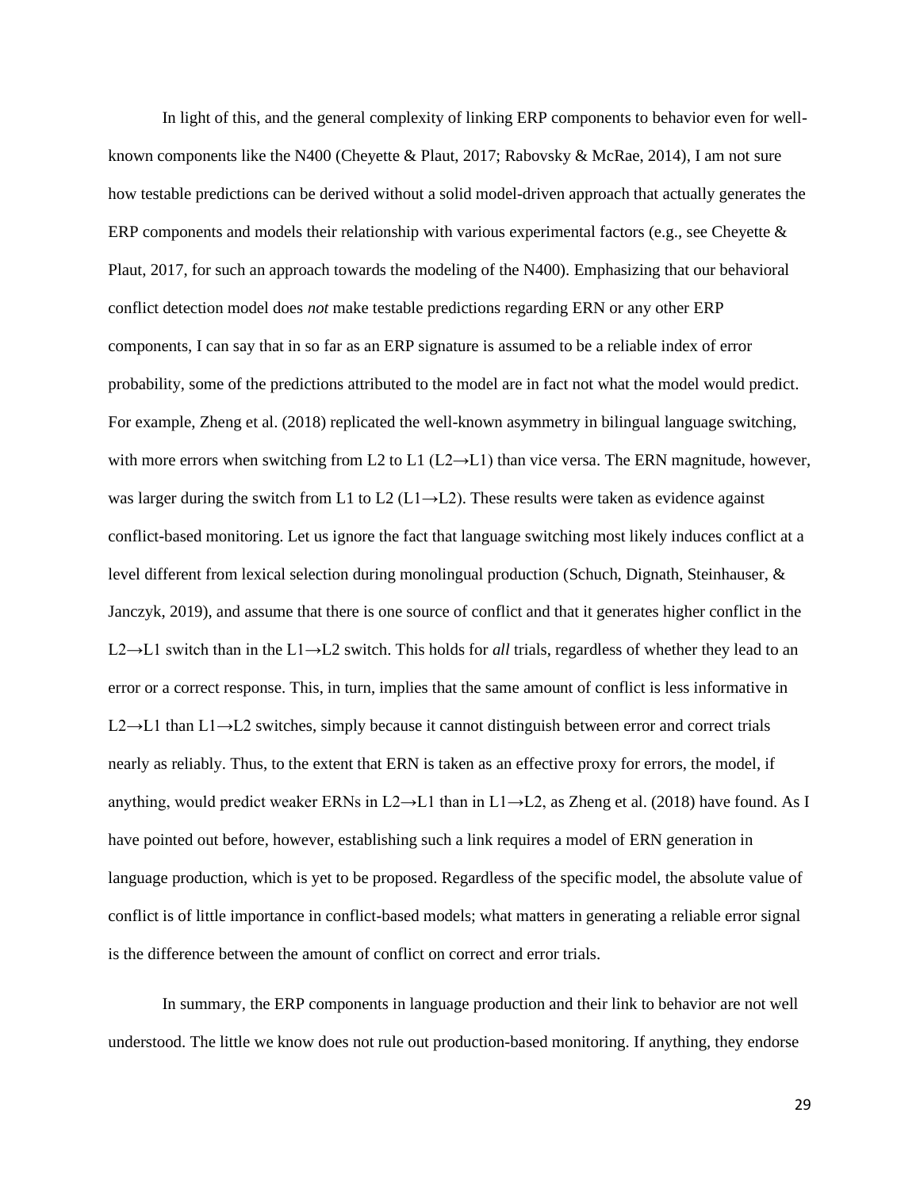In light of this, and the general complexity of linking ERP components to behavior even for well-known components like the N400 (Cheyette & Plaut, 2017; Rabovsky & McRae, 2014), I am not sure how testable predictions can be derived without a solid model-driven approach that actually generates the ERP components and models their relationship with various experimental factors (e.g., see Cheyette & Plaut, 2017, for such an approach towards the modeling of the N400). Emphasizing that our behavioral conflict detection model does *not* make testable predictions regarding ERN or any other ERP components, I can say that in so far as an ERP signature is assumed to be a reliable index of error probability, some of the predictions attributed to the model are in fact not what the model would predict. For example, Zheng et al. (2018) replicated the well-known asymmetry in bilingual language switching, with more errors when switching from L2 to L1 (L2→L1) than vice versa. The ERN magnitude, however, was larger during the switch from L1 to L2 (L1→L2). These results were taken as evidence against conflict-based monitoring. Let us ignore the fact that language switching most likely induces conflict at a level different from lexical selection during monolingual production (Schuch, Dignath, Steinhauser, & Janczyk, 2019), and assume that there is one source of conflict and that it generates higher conflict in the L2→L1 switch than in the L1→L2 switch. This holds for *all* trials, regardless of whether they lead to an error or a correct response. This, in turn, implies that the same amount of conflict is less informative in L2→L1 than L1→L2 switches, simply because it cannot distinguish between error and correct trials nearly as reliably. Thus, to the extent that ERN is taken as an effective proxy for errors, the model, if anything, would predict weaker ERNs in L2→L1 than in L1→L2, as Zheng et al. (2018) have found. As I have pointed out before, however, establishing such a link requires a model of ERN generation in language production, which is yet to be proposed. Regardless of the specific model, the absolute value of conflict is of little importance in conflict-based models; what matters in generating a reliable error signal is the difference between the amount of conflict on correct and error trials.

In summary, the ERP components in language production and their link to behavior are not well understood. The little we know does not rule out production-based monitoring. If anything, they endorse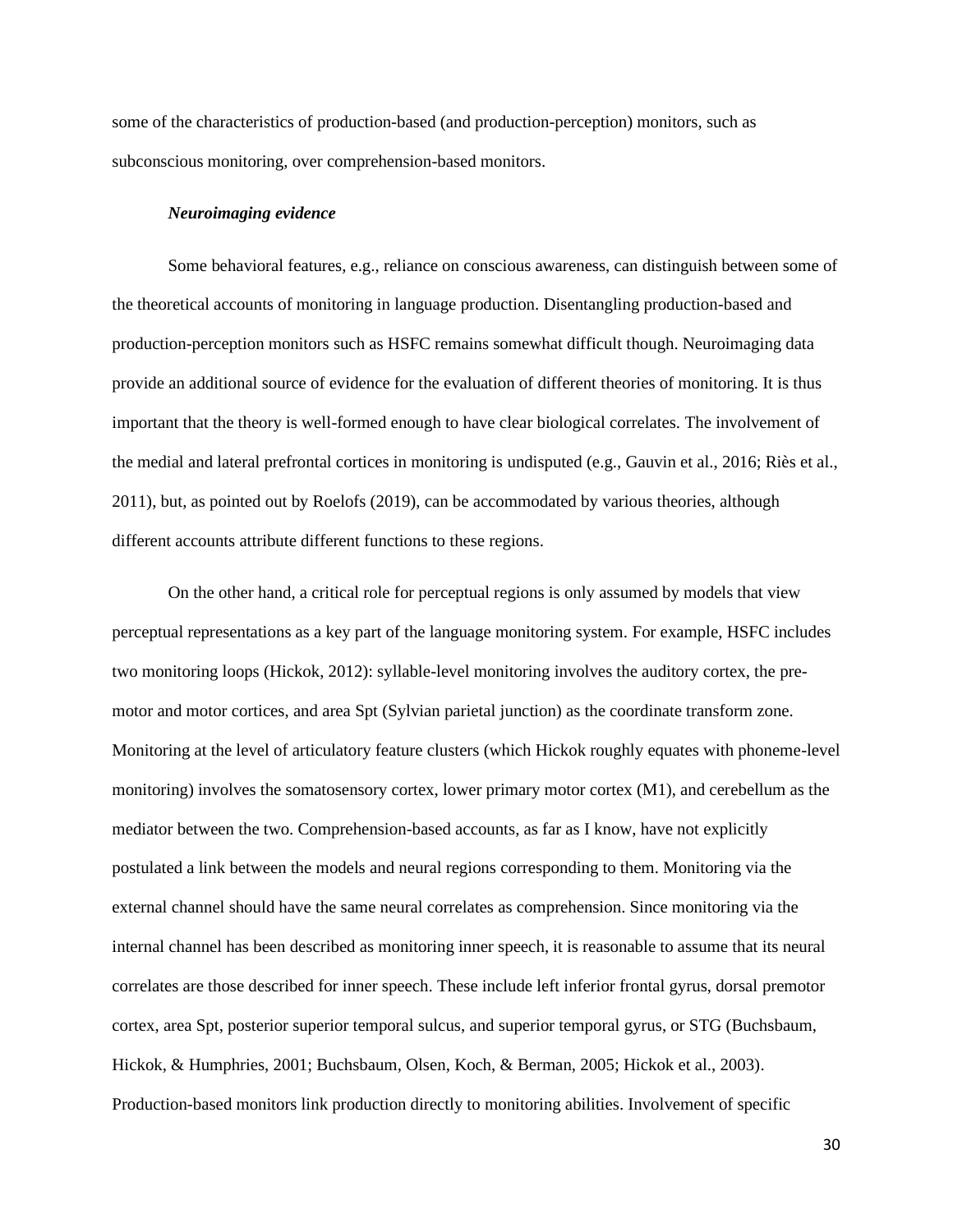some of the characteristics of production-based (and production-perception) monitors, such as subconscious monitoring, over comprehension-based monitors.

### *Neuroimaging evidence*

Some behavioral features, e.g., reliance on conscious awareness, can distinguish between some of the theoretical accounts of monitoring in language production. Disentangling production-based and production-perception monitors such as HSFC remains somewhat difficult though. Neuroimaging data provide an additional source of evidence for the evaluation of different theories of monitoring. It is thus important that the theory is well-formed enough to have clear biological correlates. The involvement of the medial and lateral prefrontal cortices in monitoring is undisputed (e.g., Gauvin et al., 2016; Riès et al., 2011), but, as pointed out by Roelofs (2019), can be accommodated by various theories, although different accounts attribute different functions to these regions.

On the other hand, a critical role for perceptual regions is only assumed by models that view perceptual representations as a key part of the language monitoring system. For example, HSFC includes two monitoring loops (Hickok, 2012): syllable-level monitoring involves the auditory cortex, the pre-motor and motor cortices, and area Spt (Sylvian parietal junction) as the coordinate transform zone. Monitoring at the level of articulatory feature clusters (which Hickok roughly equates with phoneme-level monitoring) involves the somatosensory cortex, lower primary motor cortex (M1), and cerebellum as the mediator between the two. Comprehension-based accounts, as far as I know, have not explicitly postulated a link between the models and neural regions corresponding to them. Monitoring via the external channel should have the same neural correlates as comprehension. Since monitoring via the internal channel has been described as monitoring inner speech, it is reasonable to assume that its neural correlates are those described for inner speech. These include left inferior frontal gyrus, dorsal premotor cortex, area Spt, posterior superior temporal sulcus, and superior temporal gyrus, or STG (Buchsbaum, Hickok, & Humphries, 2001; Buchsbaum, Olsen, Koch, & Berman, 2005; Hickok et al., 2003). Production-based monitors link production directly to monitoring abilities. Involvement of specific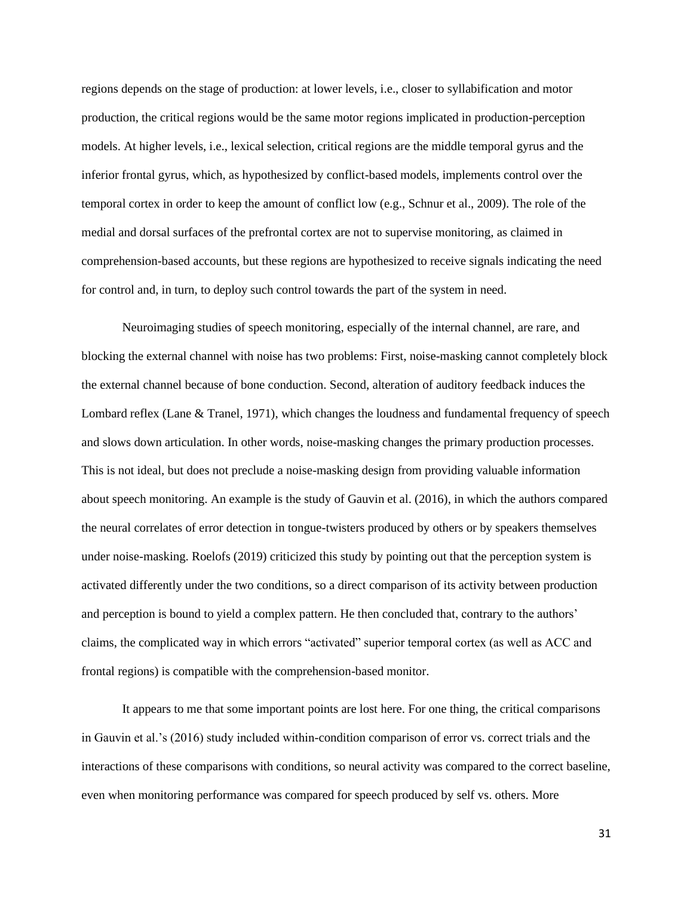regions depends on the stage of production: at lower levels, i.e., closer to syllabification and motor production, the critical regions would be the same motor regions implicated in production-perception models. At higher levels, i.e., lexical selection, critical regions are the middle temporal gyrus and the inferior frontal gyrus, which, as hypothesized by conflict-based models, implements control over the temporal cortex in order to keep the amount of conflict low (e.g., Schnur et al., 2009). The role of the medial and dorsal surfaces of the prefrontal cortex are not to supervise monitoring, as claimed in comprehension-based accounts, but these regions are hypothesized to receive signals indicating the need for control and, in turn, to deploy such control towards the part of the system in need.

Neuroimaging studies of speech monitoring, especially of the internal channel, are rare, and blocking the external channel with noise has two problems: First, noise-masking cannot completely block the external channel because of bone conduction. Second, alteration of auditory feedback induces the Lombard reflex (Lane & Tranel, 1971), which changes the loudness and fundamental frequency of speech and slows down articulation. In other words, noise-masking changes the primary production processes. This is not ideal, but does not preclude a noise-masking design from providing valuable information about speech monitoring. An example is the study of Gauvin et al. (2016), in which the authors compared the neural correlates of error detection in tongue-twisters produced by others or by speakers themselves under noise-masking. Roelofs (2019) criticized this study by pointing out that the perception system is activated differently under the two conditions, so a direct comparison of its activity between production and perception is bound to yield a complex pattern. He then concluded that, contrary to the authors' claims, the complicated way in which errors "activated" superior temporal cortex (as well as ACC and frontal regions) is compatible with the comprehension-based monitor.

It appears to me that some important points are lost here. For one thing, the critical comparisons in Gauvin et al.'s (2016) study included within-condition comparison of error vs. correct trials and the interactions of these comparisons with conditions, so neural activity was compared to the correct baseline, even when monitoring performance was compared for speech produced by self vs. others. More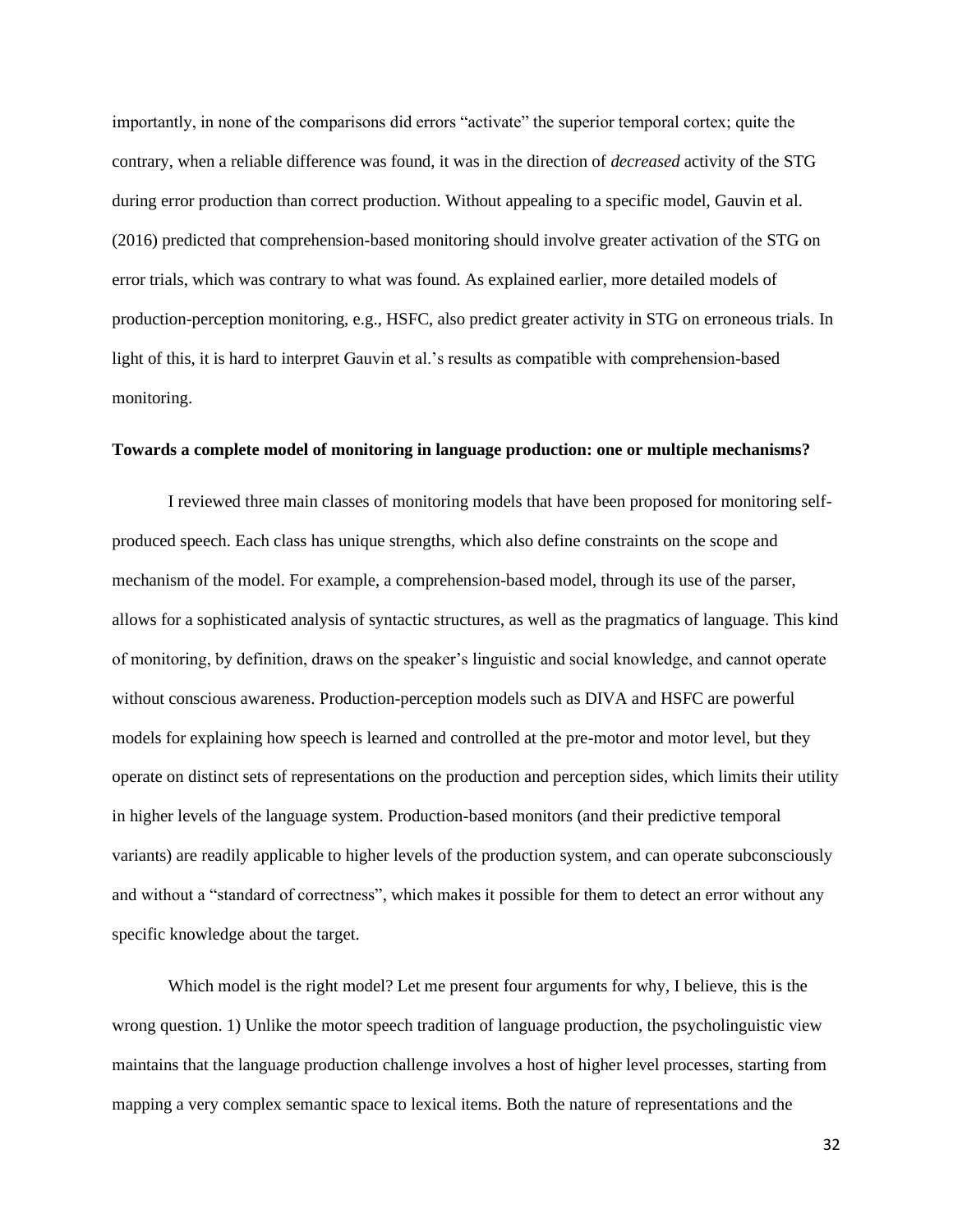importantly, in none of the comparisons did errors "activate" the superior temporal cortex; quite the contrary, when a reliable difference was found, it was in the direction of *decreased* activity of the STG during error production than correct production. Without appealing to a specific model, Gauvin et al. (2016) predicted that comprehension-based monitoring should involve greater activation of the STG on error trials, which was contrary to what was found. As explained earlier, more detailed models of production-perception monitoring, e.g., HSFC, also predict greater activity in STG on erroneous trials. In light of this, it is hard to interpret Gauvin et al.'s results as compatible with comprehension-based monitoring.

**Towards a complete model of monitoring in language production: one or multiple mechanisms?**

I reviewed three main classes of monitoring models that have been proposed for monitoring self-produced speech. Each class has unique strengths, which also define constraints on the scope and mechanism of the model. For example, a comprehension-based model, through its use of the parser, allows for a sophisticated analysis of syntactic structures, as well as the pragmatics of language. This kind of monitoring, by definition, draws on the speaker's linguistic and social knowledge, and cannot operate without conscious awareness. Production-perception models such as DIVA and HSFC are powerful models for explaining how speech is learned and controlled at the pre-motor and motor level, but they operate on distinct sets of representations on the production and perception sides, which limits their utility in higher levels of the language system. Production-based monitors (and their predictive temporal variants) are readily applicable to higher levels of the production system, and can operate subconsciously and without a "standard of correctness", which makes it possible for them to detect an error without any specific knowledge about the target.

Which model is the right model? Let me present four arguments for why, I believe, this is the wrong question. 1) Unlike the motor speech tradition of language production, the psycholinguistic view maintains that the language production challenge involves a host of higher level processes, starting from mapping a very complex semantic space to lexical items. Both the nature of representations and the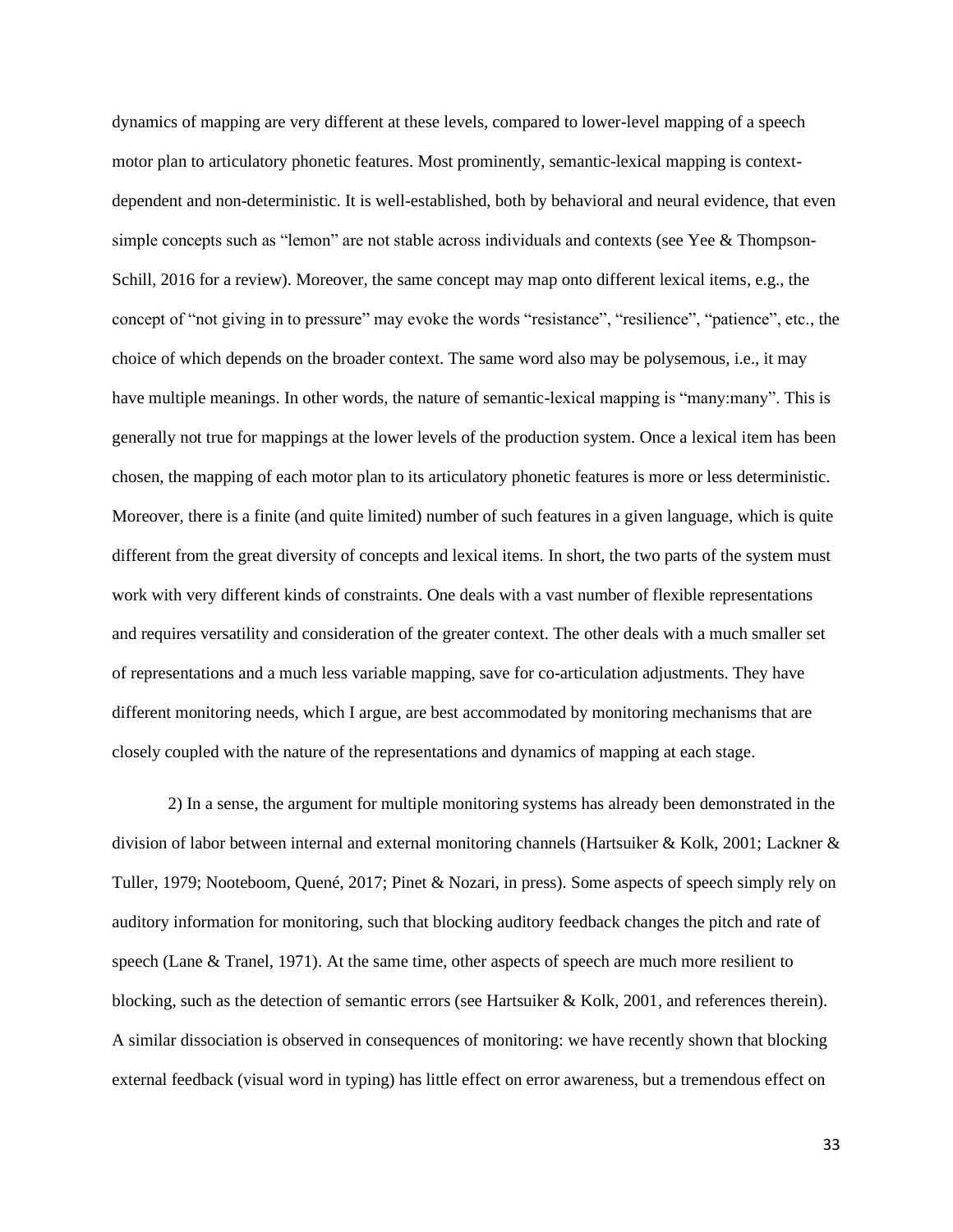dynamics of mapping are very different at these levels, compared to lower-level mapping of a speech motor plan to articulatory phonetic features. Most prominently, semantic-lexical mapping is context-dependent and non-deterministic. It is well-established, both by behavioral and neural evidence, that even simple concepts such as "lemon" are not stable across individuals and contexts (see Yee & Thompson-Schill, 2016 for a review). Moreover, the same concept may map onto different lexical items, e.g., the concept of "not giving in to pressure" may evoke the words "resistance", "resilience", "patience", etc., the choice of which depends on the broader context. The same word also may be polysemous, i.e., it may have multiple meanings. In other words, the nature of semantic-lexical mapping is "many:many". This is generally not true for mappings at the lower levels of the production system. Once a lexical item has been chosen, the mapping of each motor plan to its articulatory phonetic features is more or less deterministic. Moreover, there is a finite (and quite limited) number of such features in a given language, which is quite different from the great diversity of concepts and lexical items. In short, the two parts of the system must work with very different kinds of constraints. One deals with a vast number of flexible representations and requires versatility and consideration of the greater context. The other deals with a much smaller set of representations and a much less variable mapping, save for co-articulation adjustments. They have different monitoring needs, which I argue, are best accommodated by monitoring mechanisms that are closely coupled with the nature of the representations and dynamics of mapping at each stage.

2) In a sense, the argument for multiple monitoring systems has already been demonstrated in the division of labor between internal and external monitoring channels (Hartsuiker & Kolk, 2001; Lackner & Tuller, 1979; Nooteboom, Quené, 2017; Pinet & Nozari, in press). Some aspects of speech simply rely on auditory information for monitoring, such that blocking auditory feedback changes the pitch and rate of speech (Lane & Tranel, 1971). At the same time, other aspects of speech are much more resilient to blocking, such as the detection of semantic errors (see Hartsuiker & Kolk, 2001, and references therein). A similar dissociation is observed in consequences of monitoring: we have recently shown that blocking external feedback (visual word in typing) has little effect on error awareness, but a tremendous effect on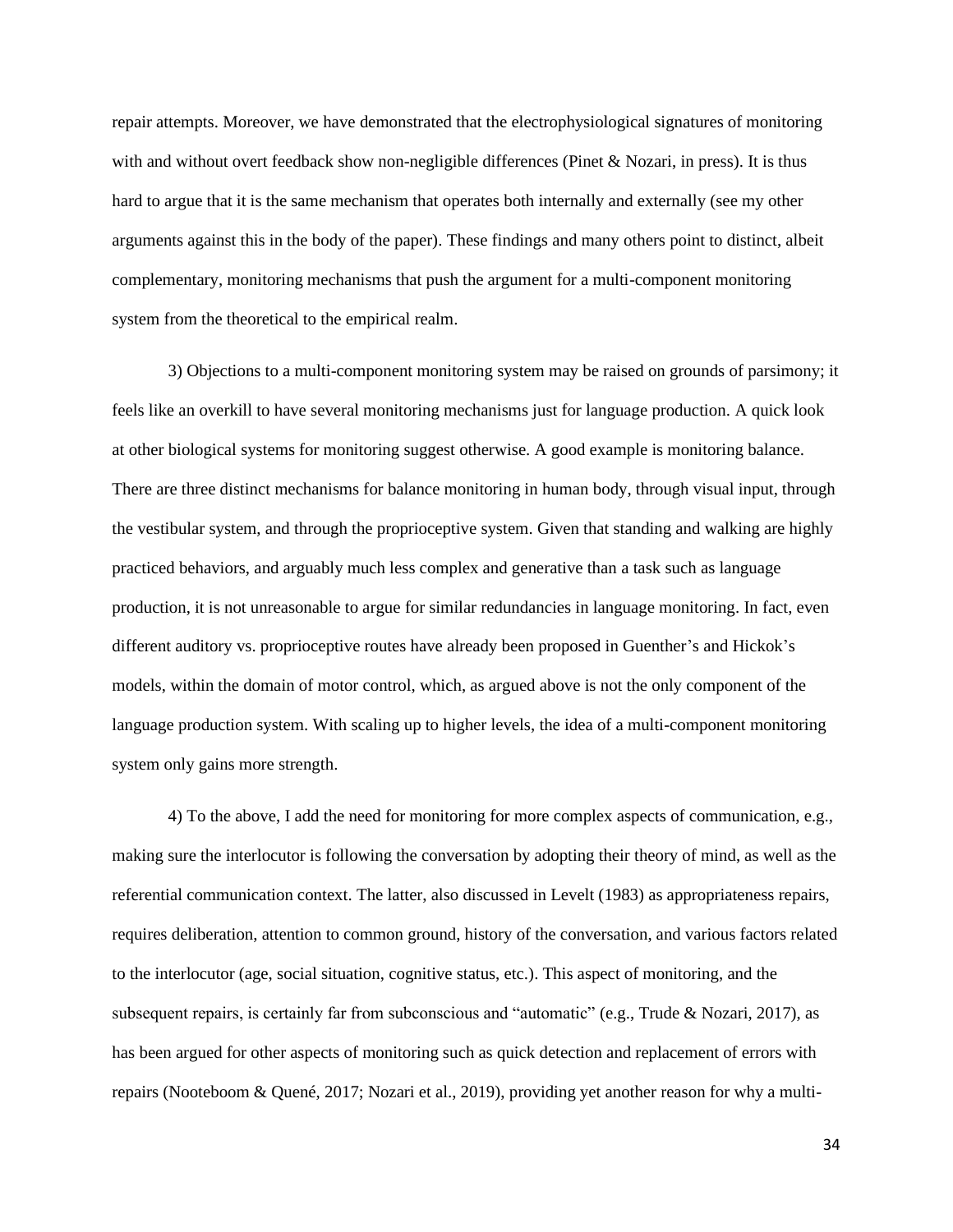repair attempts. Moreover, we have demonstrated that the electrophysiological signatures of monitoring with and without overt feedback show non-negligible differences (Pinet & Nozari, in press). It is thus hard to argue that it is the same mechanism that operates both internally and externally (see my other arguments against this in the body of the paper). These findings and many others point to distinct, albeit complementary, monitoring mechanisms that push the argument for a multi-component monitoring system from the theoretical to the empirical realm.

3) Objections to a multi-component monitoring system may be raised on grounds of parsimony; it feels like an overkill to have several monitoring mechanisms just for language production. A quick look at other biological systems for monitoring suggest otherwise. A good example is monitoring balance. There are three distinct mechanisms for balance monitoring in human body, through visual input, through the vestibular system, and through the proprioceptive system. Given that standing and walking are highly practiced behaviors, and arguably much less complex and generative than a task such as language production, it is not unreasonable to argue for similar redundancies in language monitoring. In fact, even different auditory vs. proprioceptive routes have already been proposed in Guenther's and Hickok's models, within the domain of motor control, which, as argued above is not the only component of the language production system. With scaling up to higher levels, the idea of a multi-component monitoring system only gains more strength.

4) To the above, I add the need for monitoring for more complex aspects of communication, e.g., making sure the interlocutor is following the conversation by adopting their theory of mind, as well as the referential communication context. The latter, also discussed in Levelt (1983) as appropriateness repairs, requires deliberation, attention to common ground, history of the conversation, and various factors related to the interlocutor (age, social situation, cognitive status, etc.). This aspect of monitoring, and the subsequent repairs, is certainly far from subconscious and "automatic" (e.g., Trude & Nozari, 2017), as has been argued for other aspects of monitoring such as quick detection and replacement of errors with repairs (Nooteboom & Quené, 2017; Nozari et al., 2019), providing yet another reason for why a multi-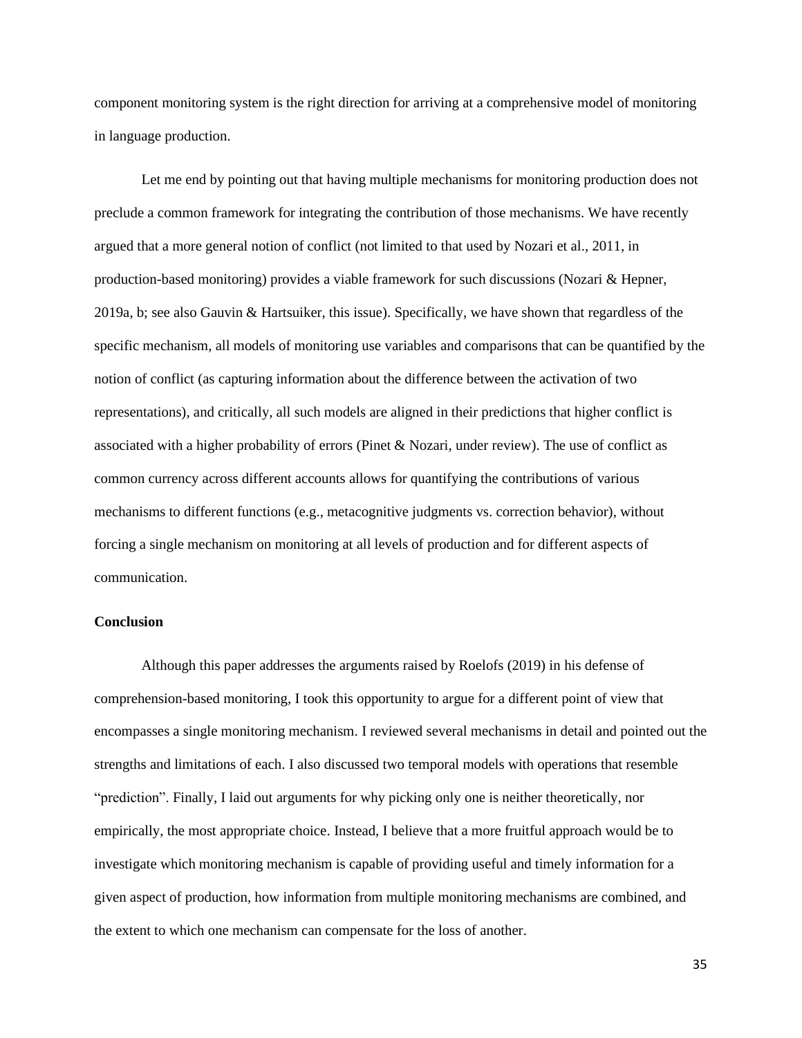component monitoring system is the right direction for arriving at a comprehensive model of monitoring in language production.

Let me end by pointing out that having multiple mechanisms for monitoring production does not preclude a common framework for integrating the contribution of those mechanisms. We have recently argued that a more general notion of conflict (not limited to that used by Nozari et al., 2011, in production-based monitoring) provides a viable framework for such discussions (Nozari & Hepner, 2019a, b; see also Gauvin & Hartsuiker, this issue). Specifically, we have shown that regardless of the specific mechanism, all models of monitoring use variables and comparisons that can be quantified by the notion of conflict (as capturing information about the difference between the activation of two representations), and critically, all such models are aligned in their predictions that higher conflict is associated with a higher probability of errors (Pinet & Nozari, under review). The use of conflict as common currency across different accounts allows for quantifying the contributions of various mechanisms to different functions (e.g., metacognitive judgments vs. correction behavior), without forcing a single mechanism on monitoring at all levels of production and for different aspects of communication.

**Conclusion**

Although this paper addresses the arguments raised by Roelofs (2019) in his defense of comprehension-based monitoring, I took this opportunity to argue for a different point of view that encompasses a single monitoring mechanism. I reviewed several mechanisms in detail and pointed out the strengths and limitations of each. I also discussed two temporal models with operations that resemble "prediction". Finally, I laid out arguments for why picking only one is neither theoretically, nor empirically, the most appropriate choice. Instead, I believe that a more fruitful approach would be to investigate which monitoring mechanism is capable of providing useful and timely information for a given aspect of production, how information from multiple monitoring mechanisms are combined, and the extent to which one mechanism can compensate for the loss of another.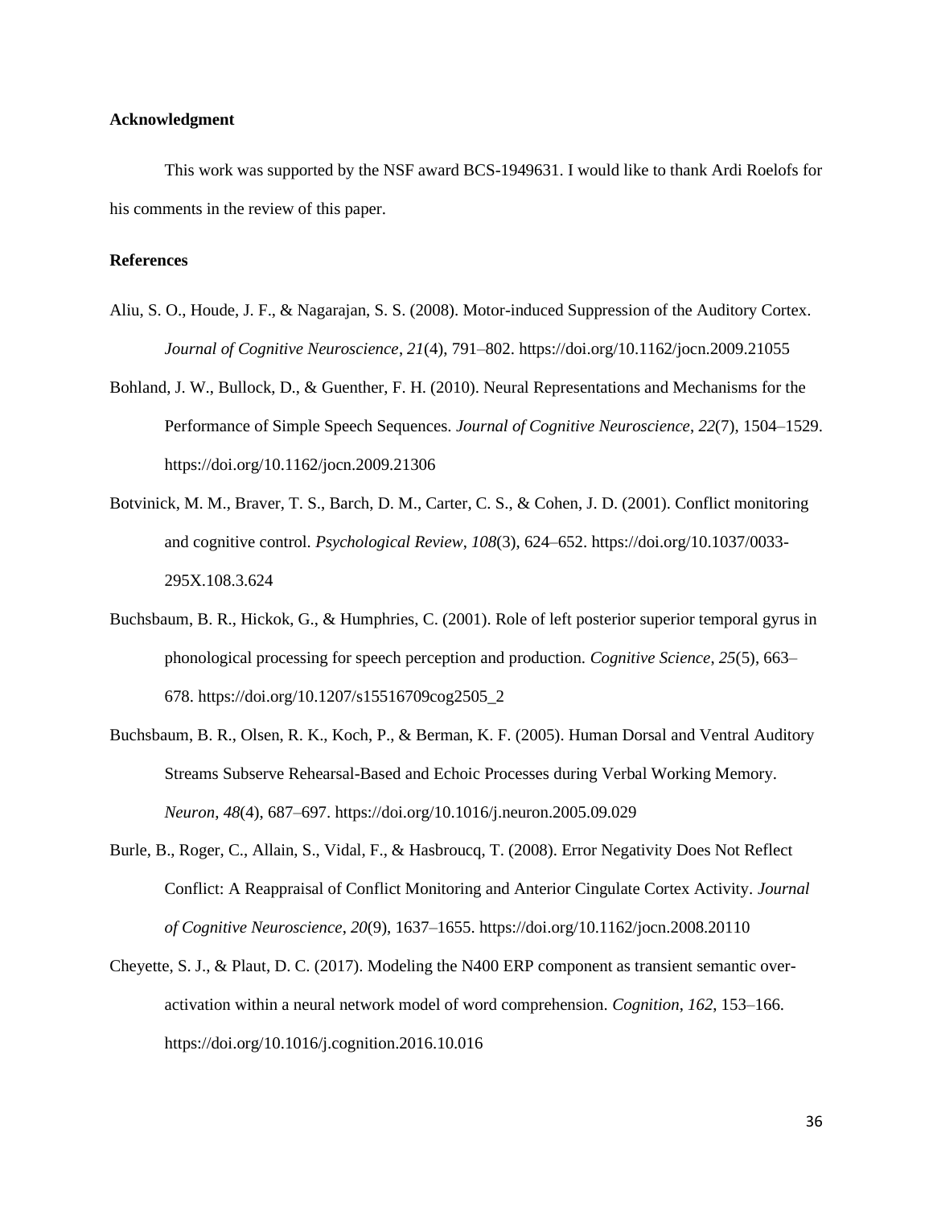## Acknowledgment

This work was supported by the NSF award BCS-1949631. I would like to thank Ardi Roelofs for his comments in the review of this paper.

## References

Aliu, S. O., Houde, J. F., & Nagarajan, S. S. (2008). Motor-induced Suppression of the Auditory Cortex. *Journal of Cognitive Neuroscience*, *21*(4), 791–802. https://doi.org/10.1162/jocn.2009.21055

Bohland, J. W., Bullock, D., & Guenther, F. H. (2010). Neural Representations and Mechanisms for the Performance of Simple Speech Sequences. *Journal of Cognitive Neuroscience*, *22*(7), 1504–1529. https://doi.org/10.1162/jocn.2009.21306

Botvinick, M. M., Braver, T. S., Barch, D. M., Carter, C. S., & Cohen, J. D. (2001). Conflict monitoring and cognitive control. *Psychological Review*, *108*(3), 624–652. https://doi.org/10.1037/0033-295X.108.3.624

Buchsbaum, B. R., Hickok, G., & Humphries, C. (2001). Role of left posterior superior temporal gyrus in phonological processing for speech perception and production. *Cognitive Science*, *25*(5), 663–678. https://doi.org/10.1207/s15516709cog2505_2

Buchsbaum, B. R., Olsen, R. K., Koch, P., & Berman, K. F. (2005). Human Dorsal and Ventral Auditory Streams Subserve Rehearsal-Based and Echoic Processes during Verbal Working Memory. *Neuron*, *48*(4), 687–697. https://doi.org/10.1016/j.neuron.2005.09.029

Burle, B., Roger, C., Allain, S., Vidal, F., & Hasbroucq, T. (2008). Error Negativity Does Not Reflect Conflict: A Reappraisal of Conflict Monitoring and Anterior Cingulate Cortex Activity. *Journal of Cognitive Neuroscience*, *20*(9), 1637–1655. https://doi.org/10.1162/jocn.2008.20110

Cheyette, S. J., & Plaut, D. C. (2017). Modeling the N400 ERP component as transient semantic over-activation within a neural network model of word comprehension. *Cognition*, *162*, 153–166. https://doi.org/10.1016/j.cognition.2016.10.016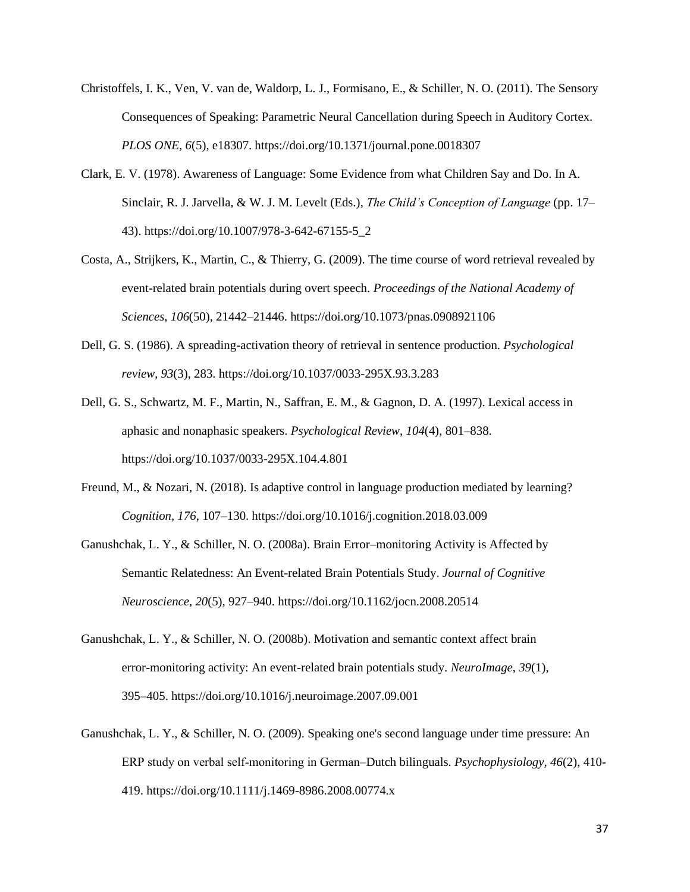Christoffels, I. K., Ven, V. van de, Waldorp, L. J., Formisano, E., & Schiller, N. O. (2011). The Sensory Consequences of Speaking: Parametric Neural Cancellation during Speech in Auditory Cortex. *PLOS ONE*, *6*(5), e18307. https://doi.org/10.1371/journal.pone.0018307

Clark, E. V. (1978). Awareness of Language: Some Evidence from what Children Say and Do. In A. Sinclair, R. J. Jarvella, & W. J. M. Levelt (Eds.), *The Child's Conception of Language* (pp. 17–43). https://doi.org/10.1007/978-3-642-67155-5_2

Costa, A., Strijkers, K., Martin, C., & Thierry, G. (2009). The time course of word retrieval revealed by event-related brain potentials during overt speech. *Proceedings of the National Academy of Sciences*, *106*(50), 21442–21446. https://doi.org/10.1073/pnas.0908921106

Dell, G. S. (1986). A spreading-activation theory of retrieval in sentence production. *Psychological review*, *93*(3), 283. https://doi.org/10.1037/0033-295X.93.3.283

Dell, G. S., Schwartz, M. F., Martin, N., Saffran, E. M., & Gagnon, D. A. (1997). Lexical access in aphasic and nonaphasic speakers. *Psychological Review*, *104*(4), 801–838. https://doi.org/10.1037/0033-295X.104.4.801

Freund, M., & Nozari, N. (2018). Is adaptive control in language production mediated by learning? *Cognition*, *176*, 107–130. https://doi.org/10.1016/j.cognition.2018.03.009

Ganushchak, L. Y., & Schiller, N. O. (2008a). Brain Error–monitoring Activity is Affected by Semantic Relatedness: An Event-related Brain Potentials Study. *Journal of Cognitive Neuroscience*, *20*(5), 927–940. https://doi.org/10.1162/jocn.2008.20514

Ganushchak, L. Y., & Schiller, N. O. (2008b). Motivation and semantic context affect brain error-monitoring activity: An event-related brain potentials study. *NeuroImage*, *39*(1), 395–405. https://doi.org/10.1016/j.neuroimage.2007.09.001

Ganushchak, L. Y., & Schiller, N. O. (2009). Speaking one's second language under time pressure: An ERP study on verbal self-monitoring in German–Dutch bilinguals. *Psychophysiology*, *46*(2), 410-419. https://doi.org/10.1111/j.1469-8986.2008.00774.x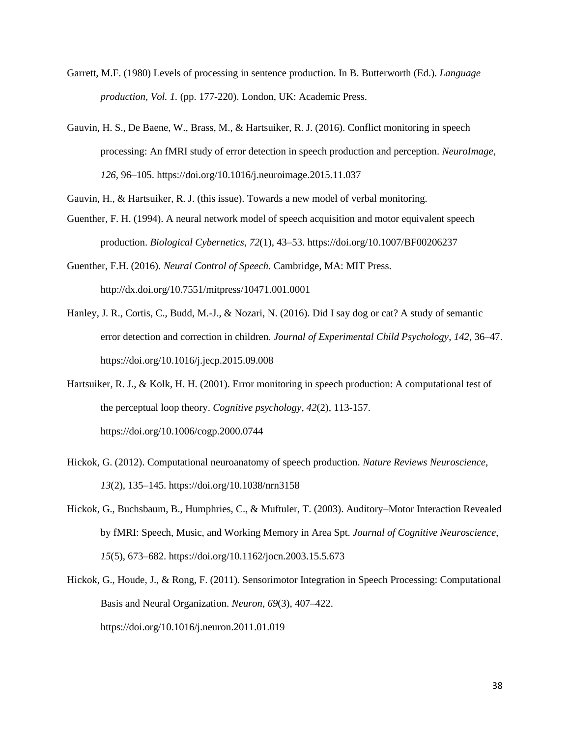Garrett, M.F. (1980) Levels of processing in sentence production. In B. Butterworth (Ed.). *Language production, Vol. 1.* (pp. 177-220). London, UK: Academic Press.

Gauvin, H. S., De Baene, W., Brass, M., & Hartsuiker, R. J. (2016). Conflict monitoring in speech processing: An fMRI study of error detection in speech production and perception. *NeuroImage*, *126*, 96–105. https://doi.org/10.1016/j.neuroimage.2015.11.037

Gauvin, H., & Hartsuiker, R. J. (this issue). Towards a new model of verbal monitoring.

Guenther, F. H. (1994). A neural network model of speech acquisition and motor equivalent speech production. *Biological Cybernetics*, *72*(1), 43–53. https://doi.org/10.1007/BF00206237

Guenther, F.H. (2016). *Neural Control of Speech.* Cambridge, MA: MIT Press. http://dx.doi.org/10.7551/mitpress/10471.001.0001

Hanley, J. R., Cortis, C., Budd, M.-J., & Nozari, N. (2016). Did I say dog or cat? A study of semantic error detection and correction in children. *Journal of Experimental Child Psychology*, *142*, 36–47. https://doi.org/10.1016/j.jecp.2015.09.008

Hartsuiker, R. J., & Kolk, H. H. (2001). Error monitoring in speech production: A computational test of the perceptual loop theory. *Cognitive psychology*, *42*(2), 113-157. https://doi.org/10.1006/cogp.2000.0744

Hickok, G. (2012). Computational neuroanatomy of speech production. *Nature Reviews Neuroscience*, *13*(2), 135–145. https://doi.org/10.1038/nrn3158

Hickok, G., Buchsbaum, B., Humphries, C., & Muftuler, T. (2003). Auditory–Motor Interaction Revealed by fMRI: Speech, Music, and Working Memory in Area Spt. *Journal of Cognitive Neuroscience*, *15*(5), 673–682. https://doi.org/10.1162/jocn.2003.15.5.673

Hickok, G., Houde, J., & Rong, F. (2011). Sensorimotor Integration in Speech Processing: Computational Basis and Neural Organization. *Neuron*, *69*(3), 407–422. https://doi.org/10.1016/j.neuron.2011.01.019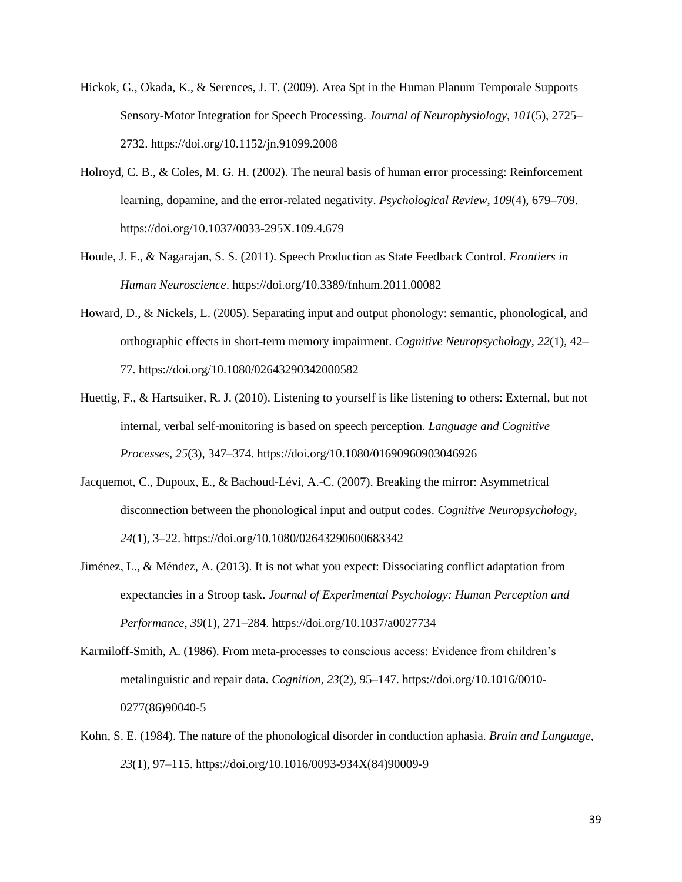Hickok, G., Okada, K., & Serences, J. T. (2009). Area Spt in the Human Planum Temporale Supports Sensory-Motor Integration for Speech Processing. *Journal of Neurophysiology*, *101*(5), 2725–2732. https://doi.org/10.1152/jn.91099.2008

Holroyd, C. B., & Coles, M. G. H. (2002). The neural basis of human error processing: Reinforcement learning, dopamine, and the error-related negativity. *Psychological Review*, *109*(4), 679–709. https://doi.org/10.1037/0033-295X.109.4.679

Houde, J. F., & Nagarajan, S. S. (2011). Speech Production as State Feedback Control. *Frontiers in Human Neuroscience*. https://doi.org/10.3389/fnhum.2011.00082

Howard, D., & Nickels, L. (2005). Separating input and output phonology: semantic, phonological, and orthographic effects in short-term memory impairment. *Cognitive Neuropsychology*, *22*(1), 42–77. https://doi.org/10.1080/02643290342000582

Huettig, F., & Hartsuiker, R. J. (2010). Listening to yourself is like listening to others: External, but not internal, verbal self-monitoring is based on speech perception. *Language and Cognitive Processes*, *25*(3), 347–374. https://doi.org/10.1080/01690960903046926

Jacquemot, C., Dupoux, E., & Bachoud-Lévi, A.-C. (2007). Breaking the mirror: Asymmetrical disconnection between the phonological input and output codes. *Cognitive Neuropsychology*, *24*(1), 3–22. https://doi.org/10.1080/02643290600683342

Jiménez, L., & Méndez, A. (2013). It is not what you expect: Dissociating conflict adaptation from expectancies in a Stroop task. *Journal of Experimental Psychology: Human Perception and Performance*, *39*(1), 271–284. https://doi.org/10.1037/a0027734

Karmiloff-Smith, A. (1986). From meta-processes to conscious access: Evidence from children's metalinguistic and repair data. *Cognition*, *23*(2), 95–147. https://doi.org/10.1016/0010-0277(86)90040-5

Kohn, S. E. (1984). The nature of the phonological disorder in conduction aphasia. *Brain and Language*, *23*(1), 97–115. https://doi.org/10.1016/0093-934X(84)90009-9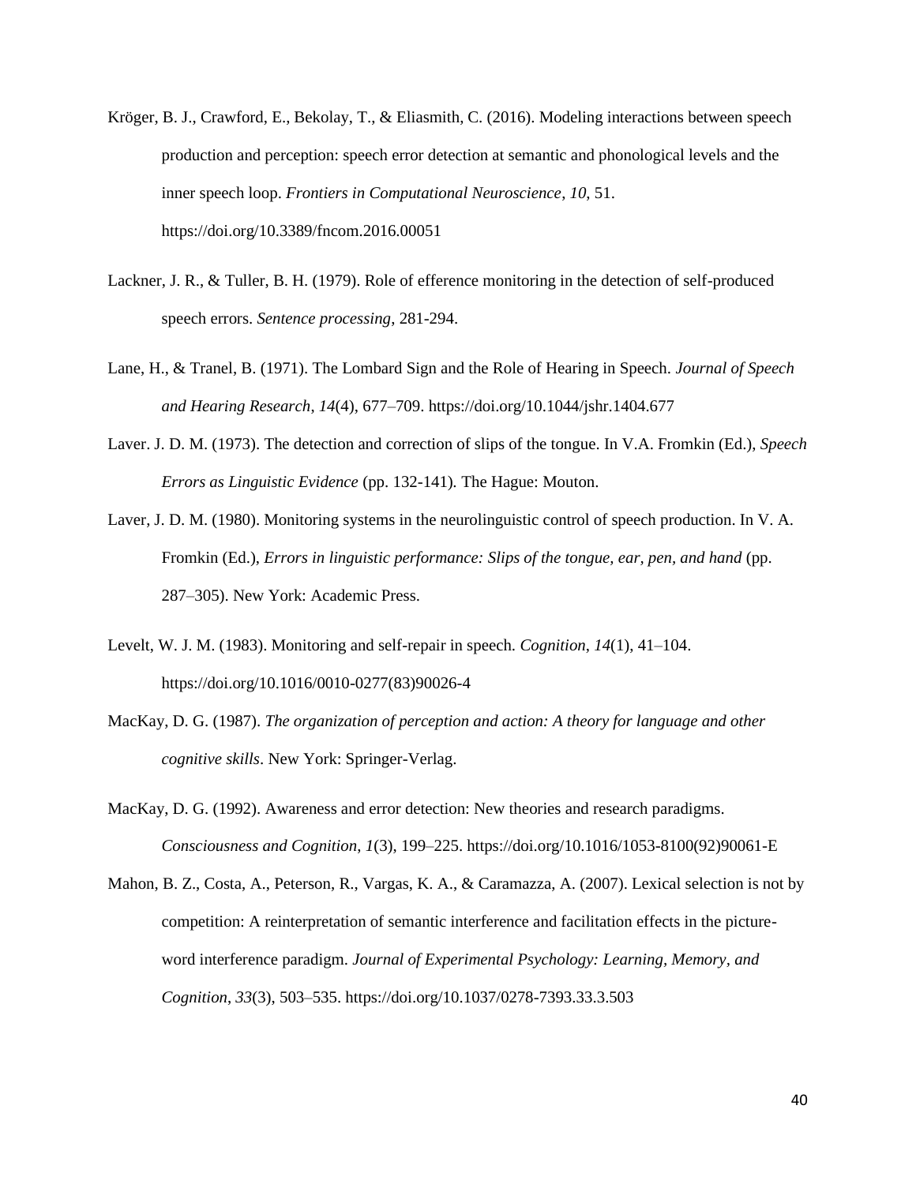Kröger, B. J., Crawford, E., Bekolay, T., & Eliasmith, C. (2016). Modeling interactions between speech production and perception: speech error detection at semantic and phonological levels and the inner speech loop. *Frontiers in Computational Neuroscience*, *10*, 51. https://doi.org/10.3389/fncom.2016.00051

Lackner, J. R., & Tuller, B. H. (1979). Role of efference monitoring in the detection of self-produced speech errors. *Sentence processing*, 281-294.

Lane, H., & Tranel, B. (1971). The Lombard Sign and the Role of Hearing in Speech. *Journal of Speech and Hearing Research*, *14*(4), 677–709. https://doi.org/10.1044/jshr.1404.677

Laver. J. D. M. (1973). The detection and correction of slips of the tongue. In V.A. Fromkin (Ed.), *Speech Errors as Linguistic Evidence* (pp. 132-141). The Hague: Mouton.

Laver, J. D. M. (1980). Monitoring systems in the neurolinguistic control of speech production. In V. A. Fromkin (Ed.), *Errors in linguistic performance: Slips of the tongue, ear, pen, and hand* (pp. 287–305). New York: Academic Press.

Levelt, W. J. M. (1983). Monitoring and self-repair in speech. *Cognition*, *14*(1), 41–104. https://doi.org/10.1016/0010-0277(83)90026-4

MacKay, D. G. (1987). *The organization of perception and action: A theory for language and other cognitive skills*. New York: Springer-Verlag.

MacKay, D. G. (1992). Awareness and error detection: New theories and research paradigms. *Consciousness and Cognition*, *1*(3), 199–225. https://doi.org/10.1016/1053-8100(92)90061-E

Mahon, B. Z., Costa, A., Peterson, R., Vargas, K. A., & Caramazza, A. (2007). Lexical selection is not by competition: A reinterpretation of semantic interference and facilitation effects in the picture-word interference paradigm. *Journal of Experimental Psychology: Learning, Memory, and Cognition*, *33*(3), 503–535. https://doi.org/10.1037/0278-7393.33.3.503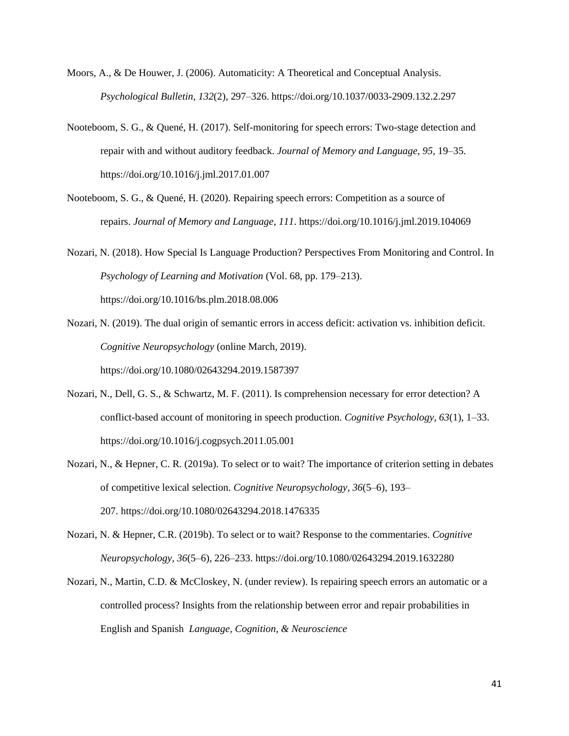Moors, A., & De Houwer, J. (2006). Automaticity: A Theoretical and Conceptual Analysis. *Psychological Bulletin*, *132*(2), 297–326. https://doi.org/10.1037/0033-2909.132.2.297

Nooteboom, S. G., & Quené, H. (2017). Self-monitoring for speech errors: Two-stage detection and repair with and without auditory feedback. *Journal of Memory and Language*, *95*, 19–35. https://doi.org/10.1016/j.jml.2017.01.007

Nooteboom, S. G., & Quené, H. (2020). Repairing speech errors: Competition as a source of repairs. *Journal of Memory and Language*, *111*. https://doi.org/10.1016/j.jml.2019.104069

Nozari, N. (2018). How Special Is Language Production? Perspectives From Monitoring and Control. In *Psychology of Learning and Motivation* (Vol. 68, pp. 179–213). https://doi.org/10.1016/bs.plm.2018.08.006

Nozari, N. (2019). The dual origin of semantic errors in access deficit: activation vs. inhibition deficit. *Cognitive Neuropsychology* (online March, 2019). https://doi.org/10.1080/02643294.2019.1587397

Nozari, N., Dell, G. S., & Schwartz, M. F. (2011). Is comprehension necessary for error detection? A conflict-based account of monitoring in speech production. *Cognitive Psychology*, *63*(1), 1–33. https://doi.org/10.1016/j.cogpsych.2011.05.001

Nozari, N., & Hepner, C. R. (2019a). To select or to wait? The importance of criterion setting in debates of competitive lexical selection. *Cognitive Neuropsychology*, *36*(5–6), 193–207. https://doi.org/10.1080/02643294.2018.1476335

Nozari, N. & Hepner, C.R. (2019b). To select or to wait? Response to the commentaries. *Cognitive Neuropsychology, 36*(5–6), 226–233. https://doi.org/10.1080/02643294.2019.1632280

Nozari, N., Martin, C.D. & McCloskey, N. (under review). Is repairing speech errors an automatic or a controlled process? Insights from the relationship between error and repair probabilities in English and Spanish *Language, Cognition, & Neuroscience*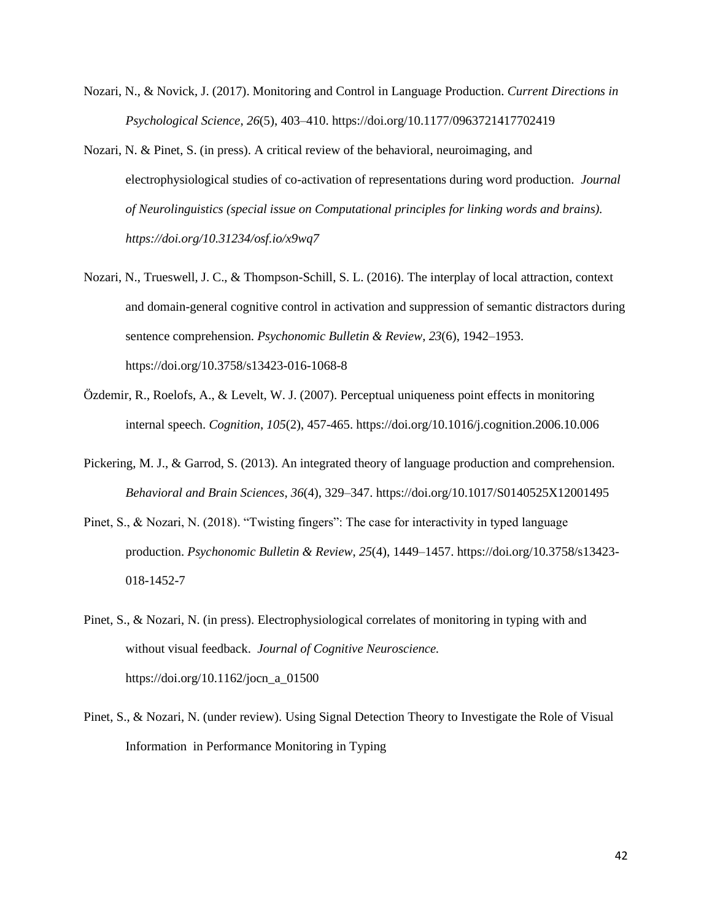Nozari, N., & Novick, J. (2017). Monitoring and Control in Language Production. *Current Directions in Psychological Science*, *26*(5), 403–410. https://doi.org/10.1177/0963721417702419

Nozari, N. & Pinet, S. (in press). A critical review of the behavioral, neuroimaging, and electrophysiological studies of co-activation of representations during word production. *Journal of Neurolinguistics (special issue on Computational principles for linking words and brains). https://doi.org/10.31234/osf.io/x9wq7*

Nozari, N., Trueswell, J. C., & Thompson-Schill, S. L. (2016). The interplay of local attraction, context and domain-general cognitive control in activation and suppression of semantic distractors during sentence comprehension. *Psychonomic Bulletin & Review*, *23*(6), 1942–1953. https://doi.org/10.3758/s13423-016-1068-8

Özdemir, R., Roelofs, A., & Levelt, W. J. (2007). Perceptual uniqueness point effects in monitoring internal speech. *Cognition*, *105*(2), 457-465. https://doi.org/10.1016/j.cognition.2006.10.006

Pickering, M. J., & Garrod, S. (2013). An integrated theory of language production and comprehension. *Behavioral and Brain Sciences*, *36*(4), 329–347. https://doi.org/10.1017/S0140525X12001495

Pinet, S., & Nozari, N. (2018). "Twisting fingers": The case for interactivity in typed language production. *Psychonomic Bulletin & Review*, *25*(4), 1449–1457. https://doi.org/10.3758/s13423-018-1452-7

Pinet, S., & Nozari, N. (in press). Electrophysiological correlates of monitoring in typing with and without visual feedback. *Journal of Cognitive Neuroscience.* https://doi.org/10.1162/jocn_a_01500

Pinet, S., & Nozari, N. (under review). Using Signal Detection Theory to Investigate the Role of Visual Information in Performance Monitoring in Typing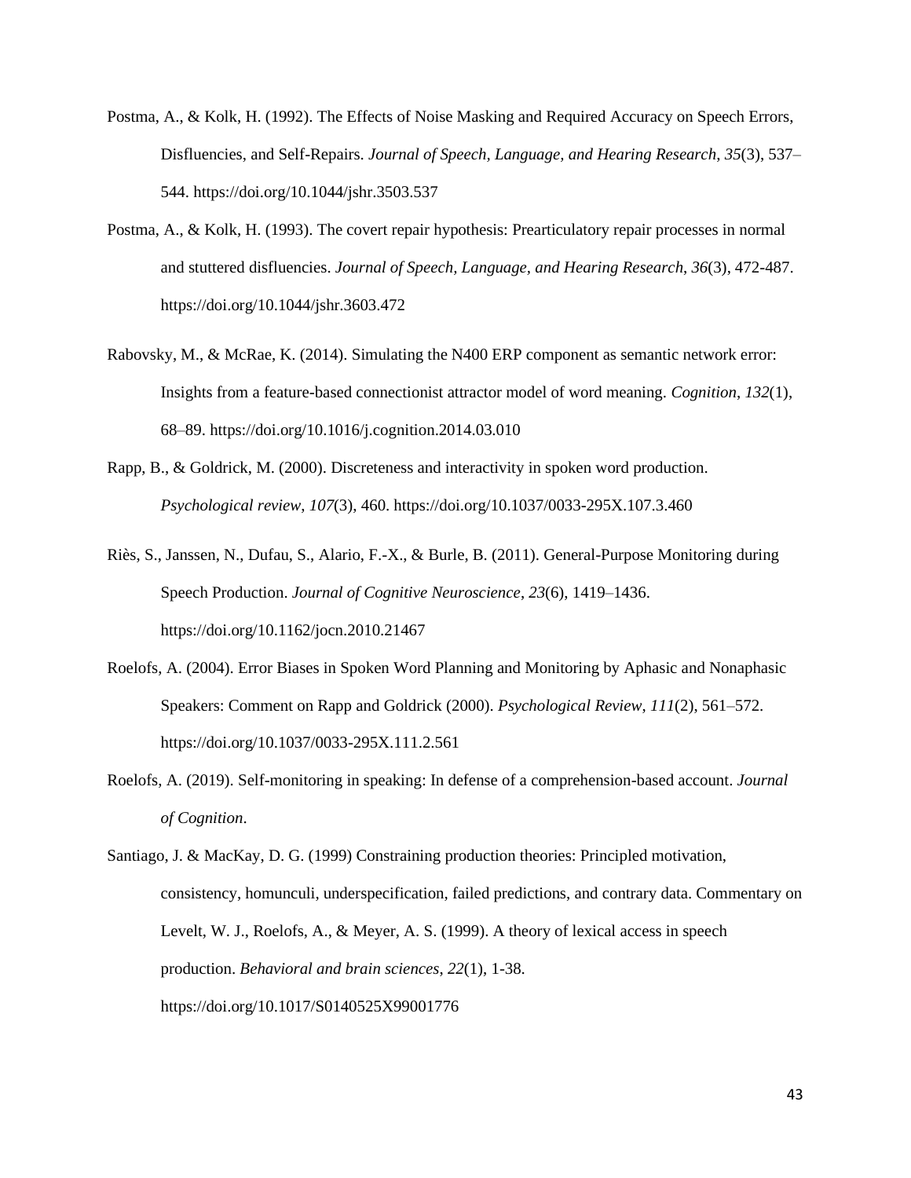Postma, A., & Kolk, H. (1992). The Effects of Noise Masking and Required Accuracy on Speech Errors, Disfluencies, and Self-Repairs. *Journal of Speech, Language, and Hearing Research*, *35*(3), 537–544. https://doi.org/10.1044/jshr.3503.537

Postma, A., & Kolk, H. (1993). The covert repair hypothesis: Prearticulatory repair processes in normal and stuttered disfluencies. *Journal of Speech, Language, and Hearing Research*, *36*(3), 472-487. https://doi.org/10.1044/jshr.3603.472

Rabovsky, M., & McRae, K. (2014). Simulating the N400 ERP component as semantic network error: Insights from a feature-based connectionist attractor model of word meaning. *Cognition*, *132*(1), 68–89. https://doi.org/10.1016/j.cognition.2014.03.010

Rapp, B., & Goldrick, M. (2000). Discreteness and interactivity in spoken word production. *Psychological review*, *107*(3), 460. https://doi.org/10.1037/0033-295X.107.3.460

Riès, S., Janssen, N., Dufau, S., Alario, F.-X., & Burle, B. (2011). General-Purpose Monitoring during Speech Production. *Journal of Cognitive Neuroscience*, *23*(6), 1419–1436. https://doi.org/10.1162/jocn.2010.21467

Roelofs, A. (2004). Error Biases in Spoken Word Planning and Monitoring by Aphasic and Nonaphasic Speakers: Comment on Rapp and Goldrick (2000). *Psychological Review*, *111*(2), 561–572. https://doi.org/10.1037/0033-295X.111.2.561

Roelofs, A. (2019). Self-monitoring in speaking: In defense of a comprehension-based account. *Journal of Cognition*.

Santiago, J. & MacKay, D. G. (1999) Constraining production theories: Principled motivation, consistency, homunculi, underspecification, failed predictions, and contrary data. Commentary on Levelt, W. J., Roelofs, A., & Meyer, A. S. (1999). A theory of lexical access in speech production. *Behavioral and brain sciences*, *22*(1), 1-38. https://doi.org/10.1017/S0140525X99001776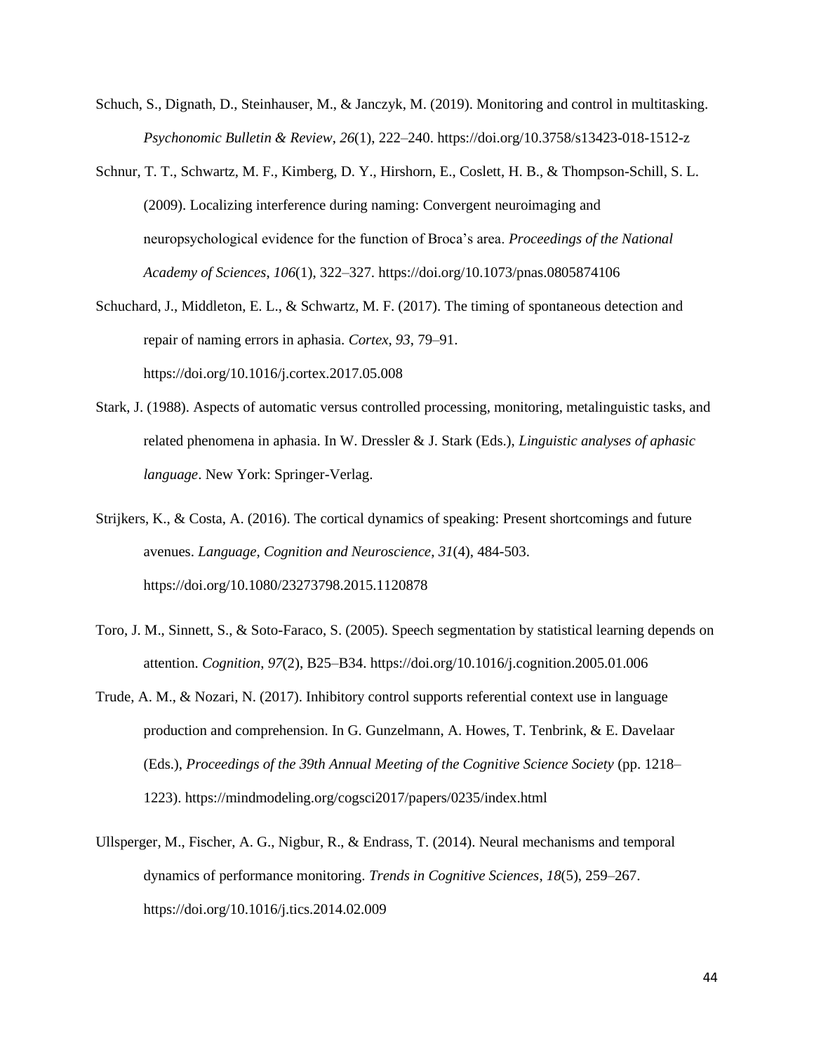Schuch, S., Dignath, D., Steinhauser, M., & Janczyk, M. (2019). Monitoring and control in multitasking. *Psychonomic Bulletin & Review*, *26*(1), 222–240. https://doi.org/10.3758/s13423-018-1512-z

Schnur, T. T., Schwartz, M. F., Kimberg, D. Y., Hirshorn, E., Coslett, H. B., & Thompson-Schill, S. L. (2009). Localizing interference during naming: Convergent neuroimaging and neuropsychological evidence for the function of Broca's area. *Proceedings of the National Academy of Sciences*, *106*(1), 322–327. https://doi.org/10.1073/pnas.0805874106

Schuchard, J., Middleton, E. L., & Schwartz, M. F. (2017). The timing of spontaneous detection and repair of naming errors in aphasia. *Cortex*, *93*, 79–91. https://doi.org/10.1016/j.cortex.2017.05.008

Stark, J. (1988). Aspects of automatic versus controlled processing, monitoring, metalinguistic tasks, and related phenomena in aphasia. In W. Dressler & J. Stark (Eds.), *Linguistic analyses of aphasic language*. New York: Springer-Verlag.

Strijkers, K., & Costa, A. (2016). The cortical dynamics of speaking: Present shortcomings and future avenues. *Language, Cognition and Neuroscience*, *31*(4), 484-503. https://doi.org/10.1080/23273798.2015.1120878

Toro, J. M., Sinnett, S., & Soto-Faraco, S. (2005). Speech segmentation by statistical learning depends on attention. *Cognition*, *97*(2), B25–B34. https://doi.org/10.1016/j.cognition.2005.01.006

Trude, A. M., & Nozari, N. (2017). Inhibitory control supports referential context use in language production and comprehension. In G. Gunzelmann, A. Howes, T. Tenbrink, & E. Davelaar (Eds.), *Proceedings of the 39th Annual Meeting of the Cognitive Science Society* (pp. 1218–1223). https://mindmodeling.org/cogsci2017/papers/0235/index.html

Ullsperger, M., Fischer, A. G., Nigbur, R., & Endrass, T. (2014). Neural mechanisms and temporal dynamics of performance monitoring. *Trends in Cognitive Sciences*, *18*(5), 259–267. https://doi.org/10.1016/j.tics.2014.02.009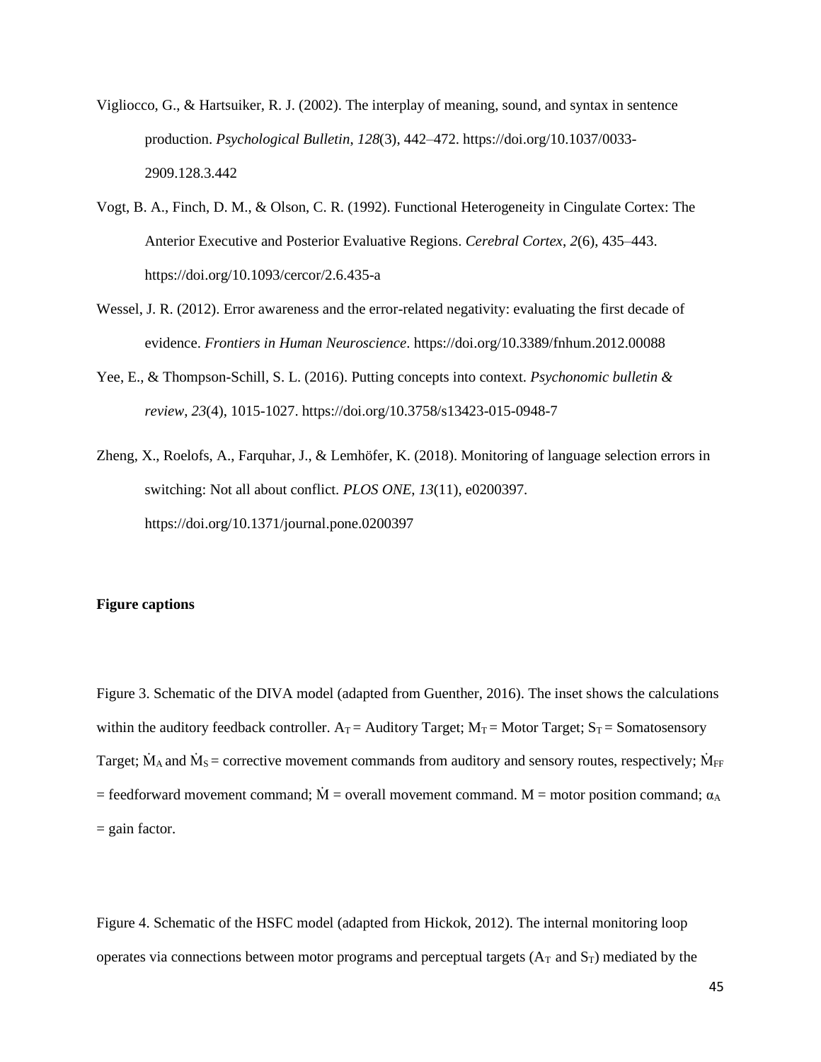Vigliocco, G., & Hartsuiker, R. J. (2002). The interplay of meaning, sound, and syntax in sentence production. *Psychological Bulletin*, *128*(3), 442–472. https://doi.org/10.1037/0033-2909.128.3.442

Vogt, B. A., Finch, D. M., & Olson, C. R. (1992). Functional Heterogeneity in Cingulate Cortex: The Anterior Executive and Posterior Evaluative Regions. *Cerebral Cortex*, *2*(6), 435–443. https://doi.org/10.1093/cercor/2.6.435-a

Wessel, J. R. (2012). Error awareness and the error-related negativity: evaluating the first decade of evidence. *Frontiers in Human Neuroscience*. https://doi.org/10.3389/fnhum.2012.00088

Yee, E., & Thompson-Schill, S. L. (2016). Putting concepts into context. *Psychonomic bulletin & review*, *23*(4), 1015-1027. https://doi.org/10.3758/s13423-015-0948-7

Zheng, X., Roelofs, A., Farquhar, J., & Lemhöfer, K. (2018). Monitoring of language selection errors in switching: Not all about conflict. *PLOS ONE*, *13*(11), e0200397. https://doi.org/10.1371/journal.pone.0200397

**Figure captions**

Figure 3. Schematic of the DIVA model (adapted from Guenther, 2016). The inset shows the calculations within the auditory feedback controller. $A_T$ = Auditory Target; $M_T$ = Motor Target; $S_T$ = Somatosensory Target; $\dot{M}_A$ and $\dot{M}_S$ = corrective movement commands from auditory and sensory routes, respectively; $\dot{M}_{FF}$ = feedforward movement command; $\dot{M}$ = overall movement command. M = motor position command; $\alpha_A$ = gain factor.

Figure 4. Schematic of the HSFC model (adapted from Hickok, 2012). The internal monitoring loop operates via connections between motor programs and perceptual targets ($A_T$ and $S_T$) mediated by the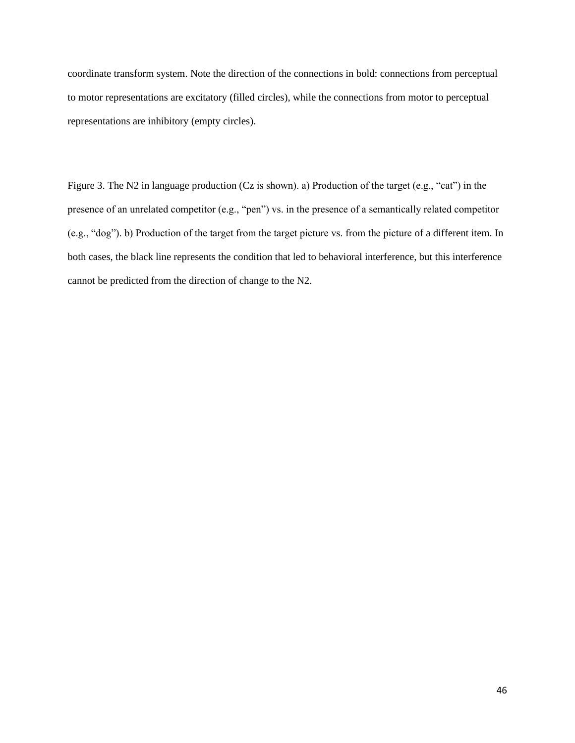coordinate transform system. Note the direction of the connections in bold: connections from perceptual to motor representations are excitatory (filled circles), while the connections from motor to perceptual representations are inhibitory (empty circles).

Figure 3. The N2 in language production (Cz is shown). a) Production of the target (e.g., "cat") in the presence of an unrelated competitor (e.g., "pen") vs. in the presence of a semantically related competitor (e.g., "dog"). b) Production of the target from the target picture vs. from the picture of a different item. In both cases, the black line represents the condition that led to behavioral interference, but this interference cannot be predicted from the direction of change to the N2.